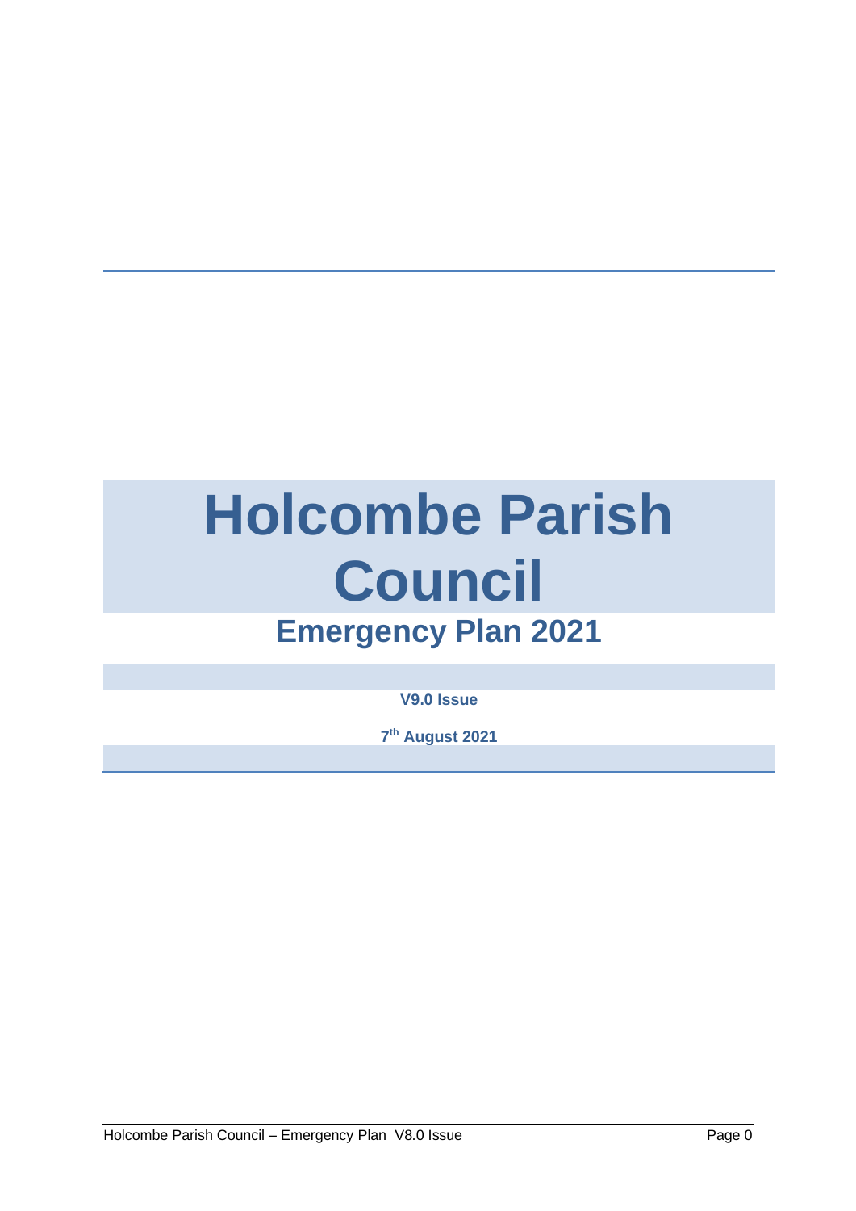# Holcombe Parish Council

## Emergency Plan 2021

**V9.0 Issue**

**7th August 2021**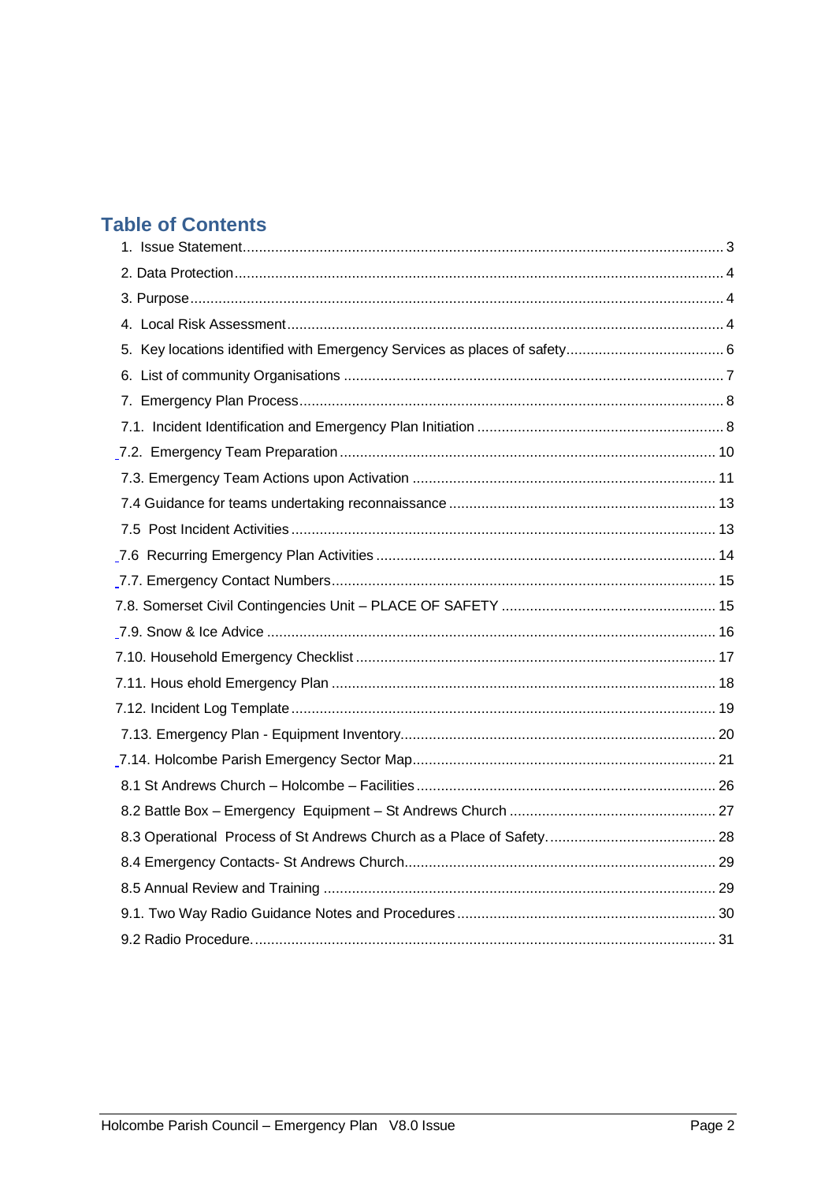## Table of Contents

1. Issue Statement ..... 3
2. Data Protection ..... 4
3. Purpose ..... 4
4. Local Risk Assessment ..... 4
5. Key locations identified with Emergency Services as places of safety ..... 6
6. List of community Organisations ..... 7
7. Emergency Plan Process ..... 8
7.1. Incident Identification and Emergency Plan Initiation ..... 8
7.2. Emergency Team Preparation ..... 10
7.3. Emergency Team Actions upon Activation ..... 11
7.4 Guidance for teams undertaking reconnaissance ..... 13
7.5 Post Incident Activities ..... 13
7.6 Recurring Emergency Plan Activities ..... 14
7.7. Emergency Contact Numbers ..... 15
7.8. Somerset Civil Contingencies Unit – PLACE OF SAFETY ..... 15
7.9. Snow & Ice Advice ..... 16
7.10. Household Emergency Checklist ..... 17
7.11. Hous ehold Emergency Plan ..... 18
7.12. Incident Log Template ..... 19
7.13. Emergency Plan - Equipment Inventory ..... 20
7.14. Holcombe Parish Emergency Sector Map ..... 21
8.1 St Andrews Church – Holcombe – Facilities ..... 26
8.2 Battle Box – Emergency Equipment – St Andrews Church ..... 27
8.3 Operational Process of St Andrews Church as a Place of Safety. ..... 28
8.4 Emergency Contacts- St Andrews Church ..... 29
8.5 Annual Review and Training ..... 29
9.1. Two Way Radio Guidance Notes and Procedures ..... 30
9.2 Radio Procedure. ..... 31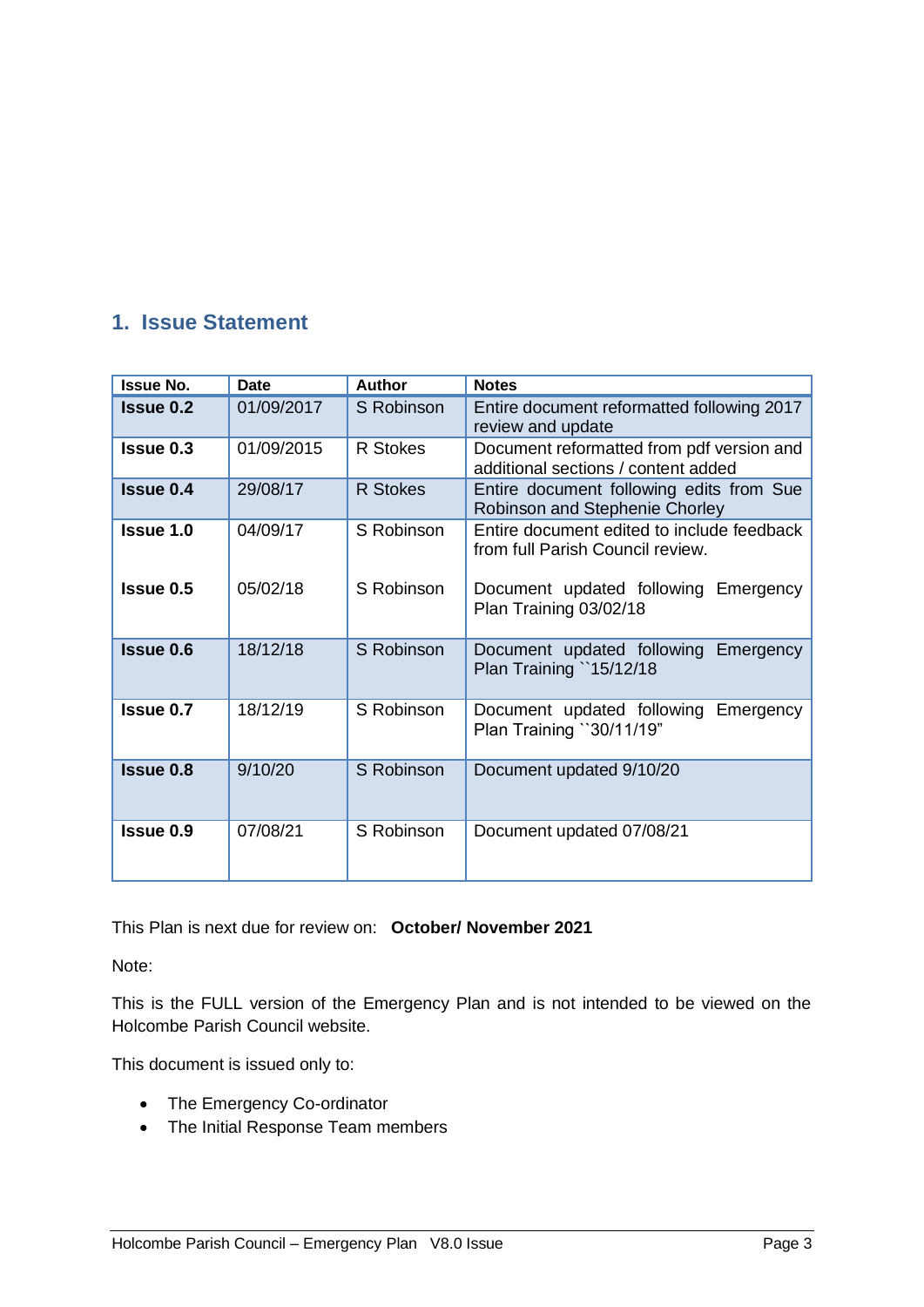## 1. Issue Statement

| Issue No. | Date | Author | Notes |
|---|---|---|---|
| **Issue 0.2** | 01/09/2017 | S Robinson | Entire document reformatted following 2017 review and update |
| **Issue 0.3** | 01/09/2015 | R Stokes | Document reformatted from pdf version and additional sections / content added |
| **Issue 0.4** | 29/08/17 | R Stokes | Entire document following edits from Sue Robinson and Stephenie Chorley |
| **Issue 1.0**<br><br>**Issue 0.5** | 04/09/17<br><br>05/02/18 | S Robinson<br><br>S Robinson | Entire document edited to include feedback from full Parish Council review.<br><br>Document updated following Emergency Plan Training 03/02/18 |
| **Issue 0.6** | 18/12/18 | S Robinson | Document updated following Emergency Plan Training ``15/12/18 |
| **Issue 0.7** | 18/12/19 | S Robinson | Document updated following Emergency Plan Training ``30/11/19" |
| **Issue 0.8** | 9/10/20 | S Robinson | Document updated 9/10/20 |
| **Issue 0.9** | 07/08/21 | S Robinson | Document updated 07/08/21 |

This Plan is next due for review on: **October/ November 2021**

Note:

This is the FULL version of the Emergency Plan and is not intended to be viewed on the Holcombe Parish Council website.

This document is issued only to:

- The Emergency Co-ordinator
- The Initial Response Team members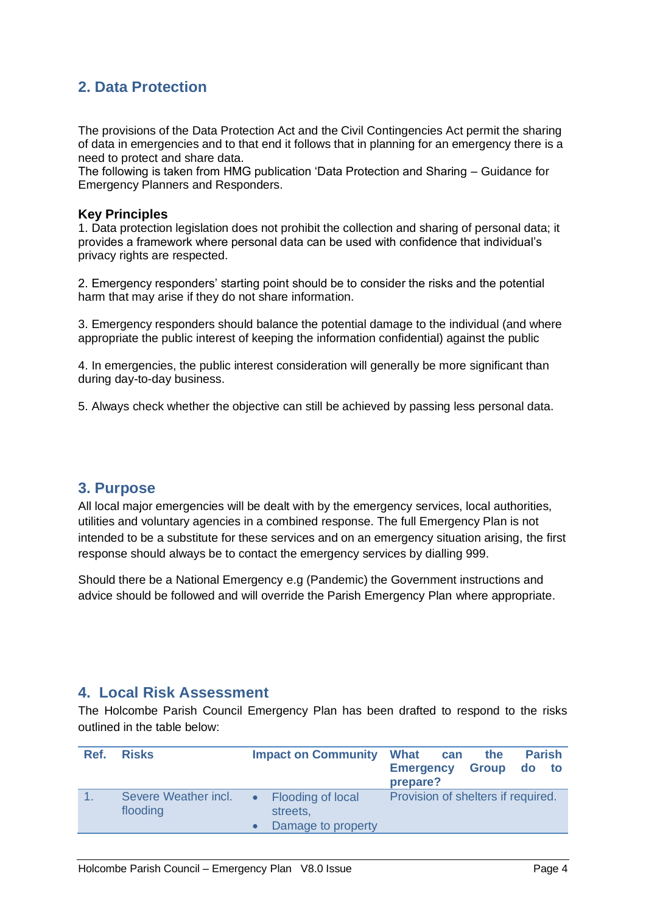## 2. Data Protection

The provisions of the Data Protection Act and the Civil Contingencies Act permit the sharing of data in emergencies and to that end it follows that in planning for an emergency there is a need to protect and share data.
The following is taken from HMG publication 'Data Protection and Sharing – Guidance for Emergency Planners and Responders.

**Key Principles**
1. Data protection legislation does not prohibit the collection and sharing of personal data; it provides a framework where personal data can be used with confidence that individual's privacy rights are respected.

2. Emergency responders' starting point should be to consider the risks and the potential harm that may arise if they do not share information.

3. Emergency responders should balance the potential damage to the individual (and where appropriate the public interest of keeping the information confidential) against the public

4. In emergencies, the public interest consideration will generally be more significant than during day-to-day business.

5. Always check whether the objective can still be achieved by passing less personal data.

## 3. Purpose

All local major emergencies will be dealt with by the emergency services, local authorities, utilities and voluntary agencies in a combined response. The full Emergency Plan is not intended to be a substitute for these services and on an emergency situation arising, the first response should always be to contact the emergency services by dialling 999.

Should there be a National Emergency e.g (Pandemic) the Government instructions and advice should be followed and will override the Parish Emergency Plan where appropriate.

## 4. Local Risk Assessment

The Holcombe Parish Council Emergency Plan has been drafted to respond to the risks outlined in the table below:

| Ref. | Risks | Impact on Community | What can the Parish Emergency Group do to prepare? |
|---|---|---|---|
| 1. | Severe Weather incl. flooding | • Flooding of local streets,<br>• Damage to property | Provision of shelters if required. |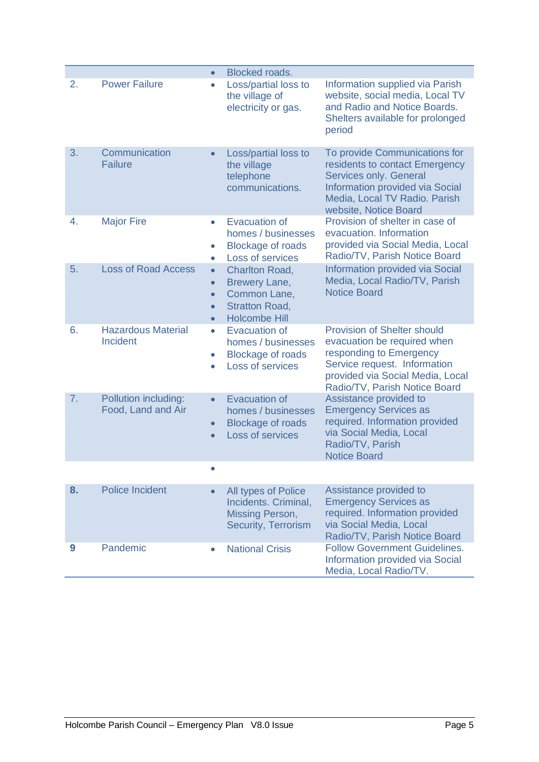| | | | |
|---|---|---|---|
| | | • Blocked roads. | |
| 2. | Power Failure | • Loss/partial loss to the village of electricity or gas. | Information supplied via Parish website, social media, Local TV and Radio and Notice Boards. Shelters available for prolonged period |
| 3. | Communication Failure | • Loss/partial loss to the village telephone communications. | To provide Communications for residents to contact Emergency Services only. General Information provided via Social Media, Local TV Radio. Parish website, Notice Board |
| 4. | Major Fire | • Evacuation of homes / businesses<br>• Blockage of roads<br>• Loss of services | Provision of shelter in case of evacuation. Information provided via Social Media, Local Radio/TV, Parish Notice Board |
| 5. | Loss of Road Access | • Charlton Road,<br>• Brewery Lane,<br>• Common Lane,<br>• Stratton Road,<br>• Holcombe Hill | Information provided via Social Media, Local Radio/TV, Parish Notice Board |
| 6. | Hazardous Material Incident | • Evacuation of homes / businesses<br>• Blockage of roads<br>• Loss of services | Provision of Shelter should evacuation be required when responding to Emergency Service request. Information provided via Social Media, Local Radio/TV, Parish Notice Board |
| 7. | Pollution including: Food, Land and Air | • Evacuation of homes / businesses<br>• Blockage of roads<br>• Loss of services | Assistance provided to Emergency Services as required. Information provided via Social Media, Local Radio/TV, Parish Notice Board |
| | | • | |
| **8.** | Police Incident | • All types of Police Incidents. Criminal, Missing Person, Security, Terrorism | Assistance provided to Emergency Services as required. Information provided via Social Media, Local Radio/TV, Parish Notice Board |
| **9** | Pandemic | • National Crisis | Follow Government Guidelines. Information provided via Social Media, Local Radio/TV. |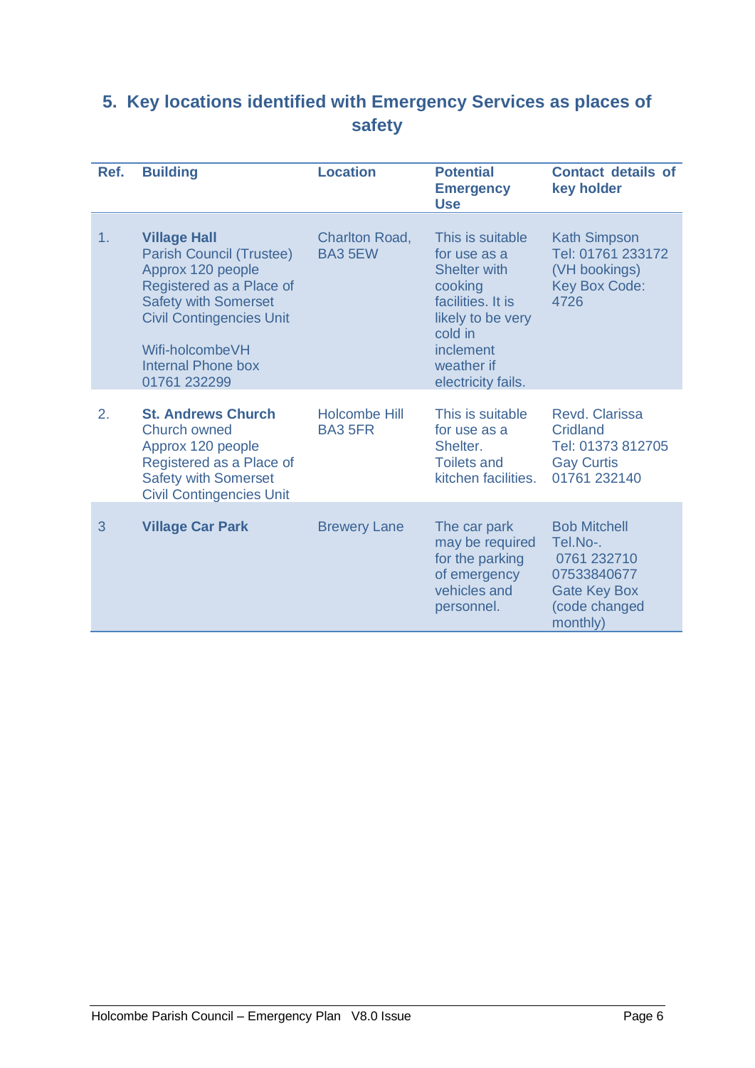## 5. Key locations identified with Emergency Services as places of safety

| Ref. | Building | Location | Potential Emergency Use | Contact details of key holder |
|---|---|---|---|---|
| 1. | **Village Hall**<br>Parish Council (Trustee)<br>Approx 120 people<br>Registered as a Place of Safety with Somerset Civil Contingencies Unit<br><br>Wifi-holcombeVH<br>Internal Phone box<br>01761 232299 | Charlton Road, BA3 5EW | This is suitable for use as a Shelter with cooking facilities. It is likely to be very cold in inclement weather if electricity fails. | Kath Simpson<br>Tel: 01761 233172<br>(VH bookings)<br>Key Box Code: 4726 |
| 2. | **St. Andrews Church**<br>Church owned<br>Approx 120 people<br>Registered as a Place of Safety with Somerset Civil Contingencies Unit | Holcombe Hill BA3 5FR | This is suitable for use as a Shelter.<br>Toilets and kitchen facilities. | Revd. Clarissa Cridland<br>Tel: 01373 812705<br>Gay Curtis<br>01761 232140 |
| 3 | **Village Car Park** | Brewery Lane | The car park may be required for the parking of emergency vehicles and personnel. | Bob Mitchell<br>Tel.No-.<br>0761 232710<br>07533840677<br>Gate Key Box<br>(code changed monthly) |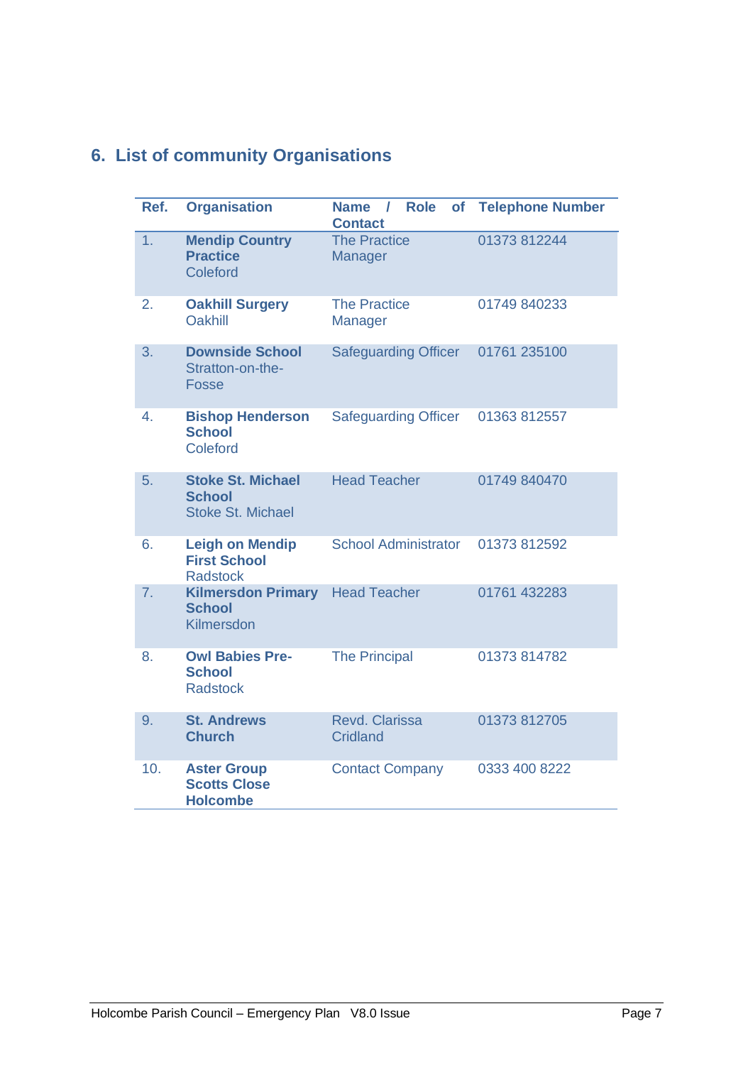## 6. List of community Organisations

| Ref. | Organisation | Name / Role of Contact | Telephone Number |
|---|---|---|---|
| 1. | **Mendip Country Practice** Coleford | The Practice Manager | 01373 812244 |
| 2. | **Oakhill Surgery** Oakhill | The Practice Manager | 01749 840233 |
| 3. | **Downside School** Stratton-on-the-Fosse | Safeguarding Officer | 01761 235100 |
| 4. | **Bishop Henderson School** Coleford | Safeguarding Officer | 01363 812557 |
| 5. | **Stoke St. Michael School** Stoke St. Michael | Head Teacher | 01749 840470 |
| 6. | **Leigh on Mendip First School** Radstock | School Administrator | 01373 812592 |
| 7. | **Kilmersdon Primary School** Kilmersdon | Head Teacher | 01761 432283 |
| 8. | **Owl Babies Pre-School** Radstock | The Principal | 01373 814782 |
| 9. | **St. Andrews Church** | Revd. Clarissa Cridland | 01373 812705 |
| 10. | **Aster Group Scotts Close Holcombe** | Contact Company | 0333 400 8222 |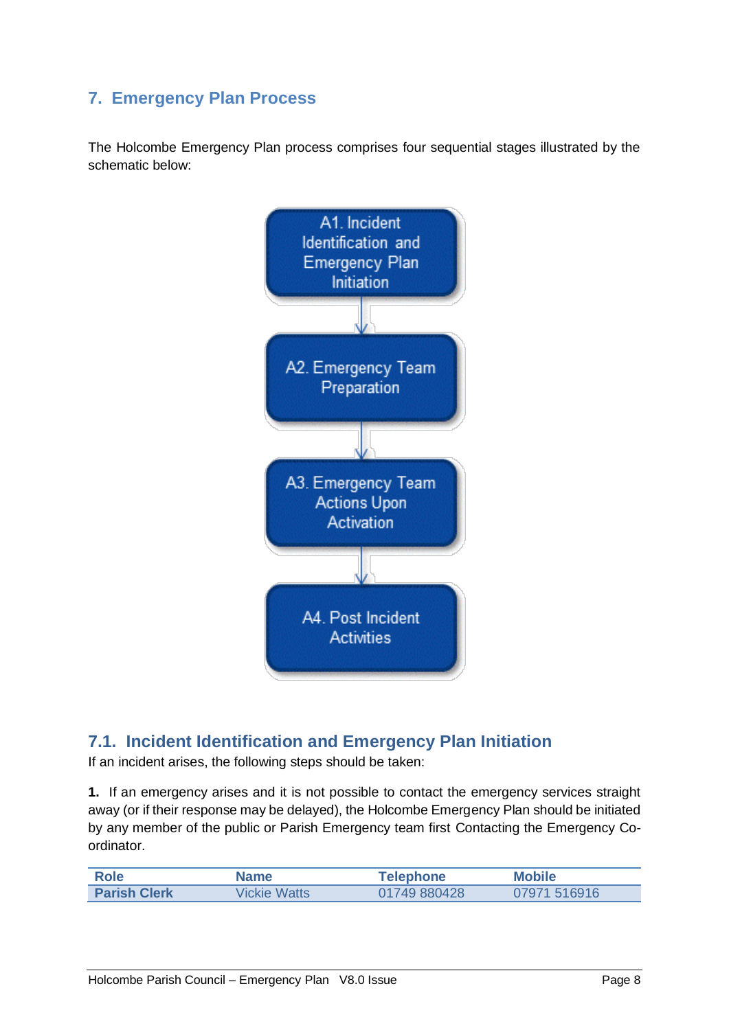## 7. Emergency Plan Process

The Holcombe Emergency Plan process comprises four sequential stages illustrated by the schematic below:

A1. Incident Identification and Emergency Plan Initiation

↓

A2. Emergency Team Preparation

↓

A3. Emergency Team Actions Upon Activation

↓

A4. Post Incident Activities

### 7.1. Incident Identification and Emergency Plan Initiation

If an incident arises, the following steps should be taken:

**1.** If an emergency arises and it is not possible to contact the emergency services straight away (or if their response may be delayed), the Holcombe Emergency Plan should be initiated by any member of the public or Parish Emergency team first Contacting the Emergency Co-ordinator.

| Role | Name | Telephone | Mobile |
|---|---|---|---|
| **Parish Clerk** | Vickie Watts | 01749 880428 | 07971 516916 |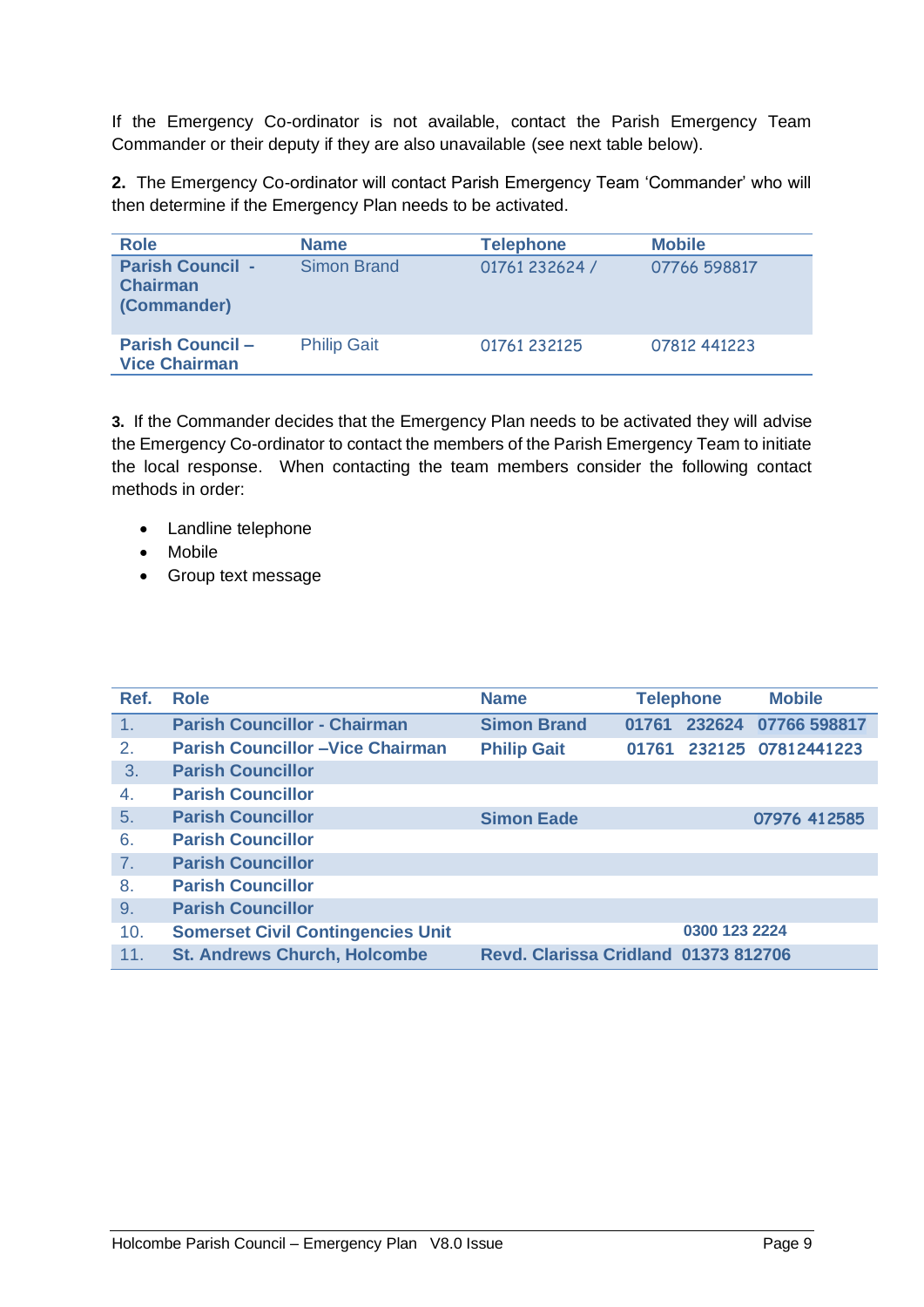If the Emergency Co-ordinator is not available, contact the Parish Emergency Team Commander or their deputy if they are also unavailable (see next table below).

**2.** The Emergency Co-ordinator will contact Parish Emergency Team 'Commander' who will then determine if the Emergency Plan needs to be activated.

| Role | Name | Telephone | Mobile |
|---|---|---|---|
| **Parish Council - Chairman (Commander)** | Simon Brand | 01761 232624 / | 07766 598817 |
| **Parish Council – Vice Chairman** | Philip Gait | 01761 232125 | 07812 441223 |

**3.** If the Commander decides that the Emergency Plan needs to be activated they will advise the Emergency Co-ordinator to contact the members of the Parish Emergency Team to initiate the local response. When contacting the team members consider the following contact methods in order:

- Landline telephone
- Mobile
- Group text message

| Ref. | Role | Name | Telephone | Mobile |
|---|---|---|---|---|
| 1. | **Parish Councillor - Chairman** | **Simon Brand** | **01761 232624** | **07766 598817** |
| 2. | **Parish Councillor –Vice Chairman** | **Philip Gait** | **01761 232125** | **07812441223** |
| 3. | **Parish Councillor** | | | |
| 4. | **Parish Councillor** | | | |
| 5. | **Parish Councillor** | **Simon Eade** | | **07976 412585** |
| 6. | **Parish Councillor** | | | |
| 7. | **Parish Councillor** | | | |
| 8. | **Parish Councillor** | | | |
| 9. | **Parish Councillor** | | | |
| 10. | **Somerset Civil Contingencies Unit** | | **0300 123 2224** | |
| 11. | **St. Andrews Church, Holcombe** | **Revd. Clarissa Cridland** | **01373 812706** | |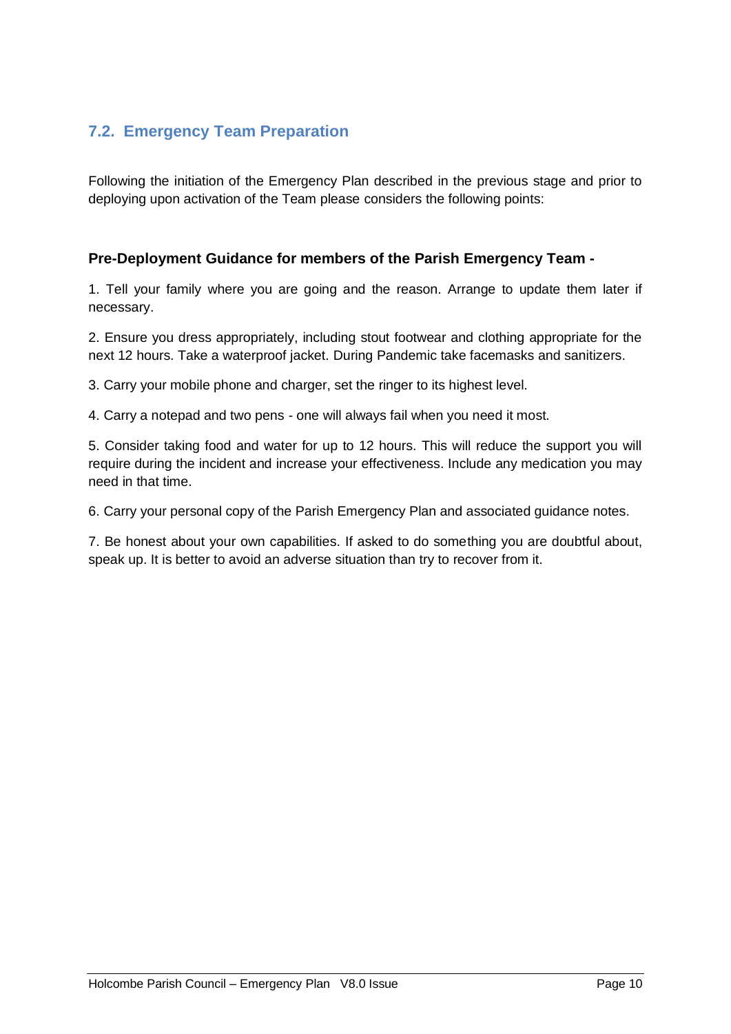## 7.2. Emergency Team Preparation

Following the initiation of the Emergency Plan described in the previous stage and prior to deploying upon activation of the Team please considers the following points:

**Pre-Deployment Guidance for members of the Parish Emergency Team -**

1. Tell your family where you are going and the reason. Arrange to update them later if necessary.

2. Ensure you dress appropriately, including stout footwear and clothing appropriate for the next 12 hours. Take a waterproof jacket. During Pandemic take facemasks and sanitizers.

3. Carry your mobile phone and charger, set the ringer to its highest level.

4. Carry a notepad and two pens - one will always fail when you need it most.

5. Consider taking food and water for up to 12 hours. This will reduce the support you will require during the incident and increase your effectiveness. Include any medication you may need in that time.

6. Carry your personal copy of the Parish Emergency Plan and associated guidance notes.

7. Be honest about your own capabilities. If asked to do something you are doubtful about, speak up. It is better to avoid an adverse situation than try to recover from it.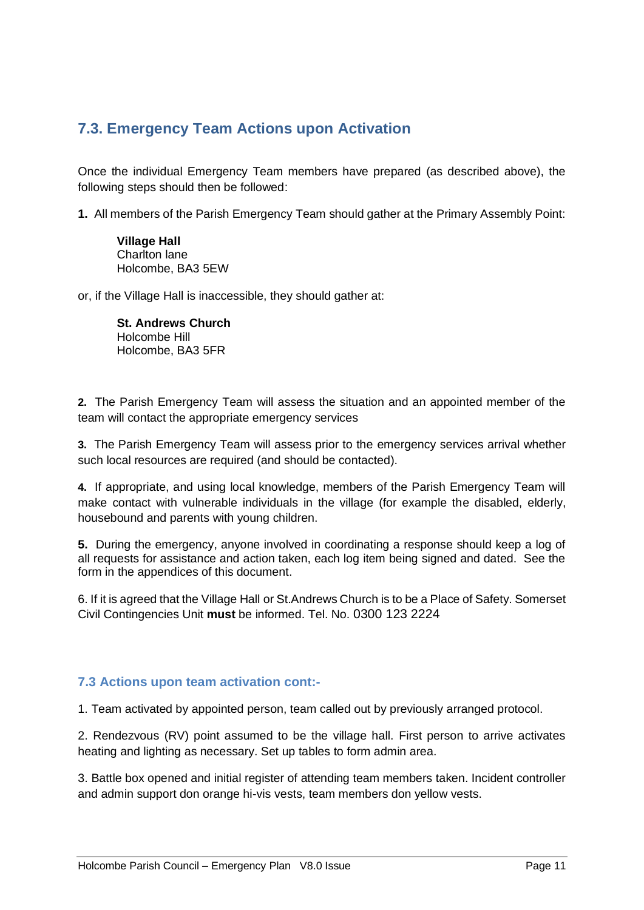## 7.3. Emergency Team Actions upon Activation

Once the individual Emergency Team members have prepared (as described above), the following steps should then be followed:

**1.** All members of the Parish Emergency Team should gather at the Primary Assembly Point:

> **Village Hall**
> Charlton lane
> Holcombe, BA3 5EW

or, if the Village Hall is inaccessible, they should gather at:

> **St. Andrews Church**
> Holcombe Hill
> Holcombe, BA3 5FR

**2.** The Parish Emergency Team will assess the situation and an appointed member of the team will contact the appropriate emergency services

**3.** The Parish Emergency Team will assess prior to the emergency services arrival whether such local resources are required (and should be contacted).

**4.** If appropriate, and using local knowledge, members of the Parish Emergency Team will make contact with vulnerable individuals in the village (for example the disabled, elderly, housebound and parents with young children.

**5.** During the emergency, anyone involved in coordinating a response should keep a log of all requests for assistance and action taken, each log item being signed and dated. See the form in the appendices of this document.

6. If it is agreed that the Village Hall or St.Andrews Church is to be a Place of Safety. Somerset Civil Contingencies Unit **must** be informed. Tel. No. 0300 123 2224

### 7.3 Actions upon team activation cont:-

1. Team activated by appointed person, team called out by previously arranged protocol.

2. Rendezvous (RV) point assumed to be the village hall. First person to arrive activates heating and lighting as necessary. Set up tables to form admin area.

3. Battle box opened and initial register of attending team members taken. Incident controller and admin support don orange hi-vis vests, team members don yellow vests.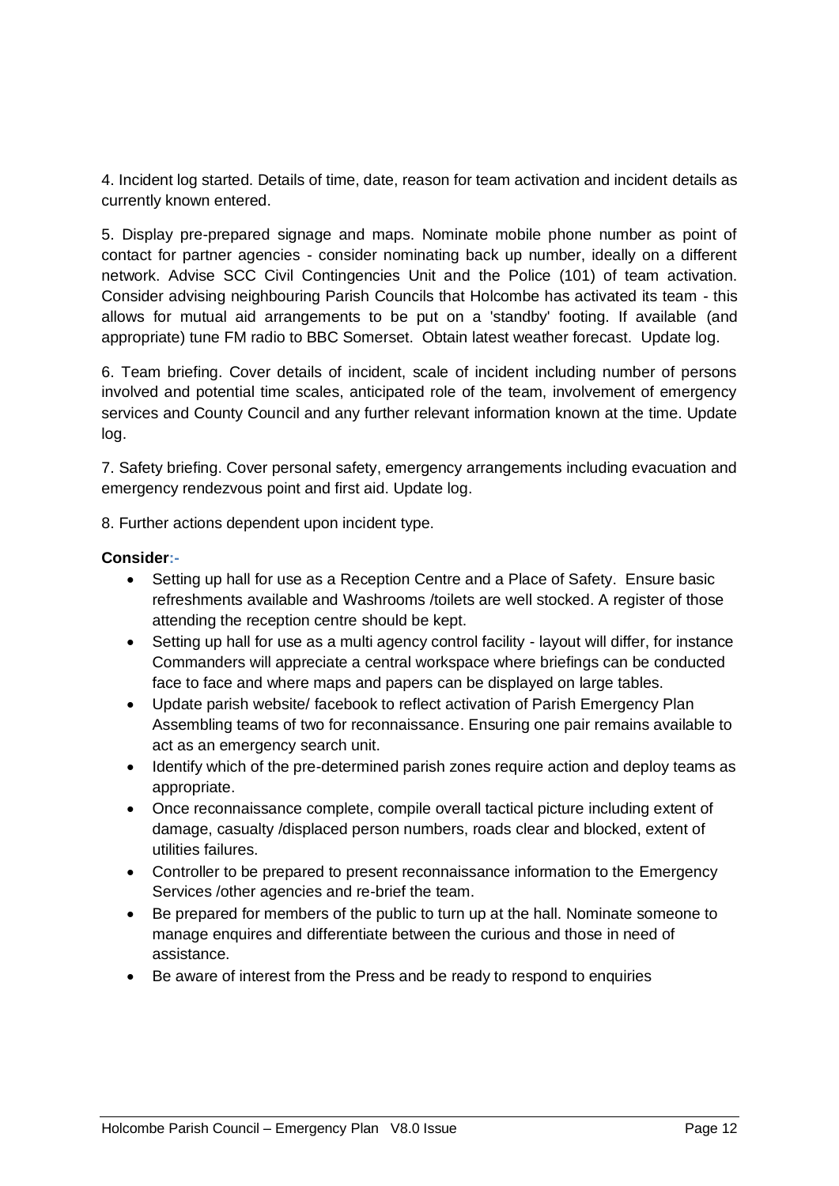4. Incident log started. Details of time, date, reason for team activation and incident details as currently known entered.

5. Display pre-prepared signage and maps. Nominate mobile phone number as point of contact for partner agencies - consider nominating back up number, ideally on a different network. Advise SCC Civil Contingencies Unit and the Police (101) of team activation. Consider advising neighbouring Parish Councils that Holcombe has activated its team - this allows for mutual aid arrangements to be put on a 'standby' footing. If available (and appropriate) tune FM radio to BBC Somerset. Obtain latest weather forecast. Update log.

6. Team briefing. Cover details of incident, scale of incident including number of persons involved and potential time scales, anticipated role of the team, involvement of emergency services and County Council and any further relevant information known at the time. Update log.

7. Safety briefing. Cover personal safety, emergency arrangements including evacuation and emergency rendezvous point and first aid. Update log.

8. Further actions dependent upon incident type.

**Consider:-**

- Setting up hall for use as a Reception Centre and a Place of Safety. Ensure basic refreshments available and Washrooms /toilets are well stocked. A register of those attending the reception centre should be kept.
- Setting up hall for use as a multi agency control facility - layout will differ, for instance Commanders will appreciate a central workspace where briefings can be conducted face to face and where maps and papers can be displayed on large tables.
- Update parish website/ facebook to reflect activation of Parish Emergency Plan Assembling teams of two for reconnaissance. Ensuring one pair remains available to act as an emergency search unit.
- Identify which of the pre-determined parish zones require action and deploy teams as appropriate.
- Once reconnaissance complete, compile overall tactical picture including extent of damage, casualty /displaced person numbers, roads clear and blocked, extent of utilities failures.
- Controller to be prepared to present reconnaissance information to the Emergency Services /other agencies and re-brief the team.
- Be prepared for members of the public to turn up at the hall. Nominate someone to manage enquires and differentiate between the curious and those in need of assistance.
- Be aware of interest from the Press and be ready to respond to enquiries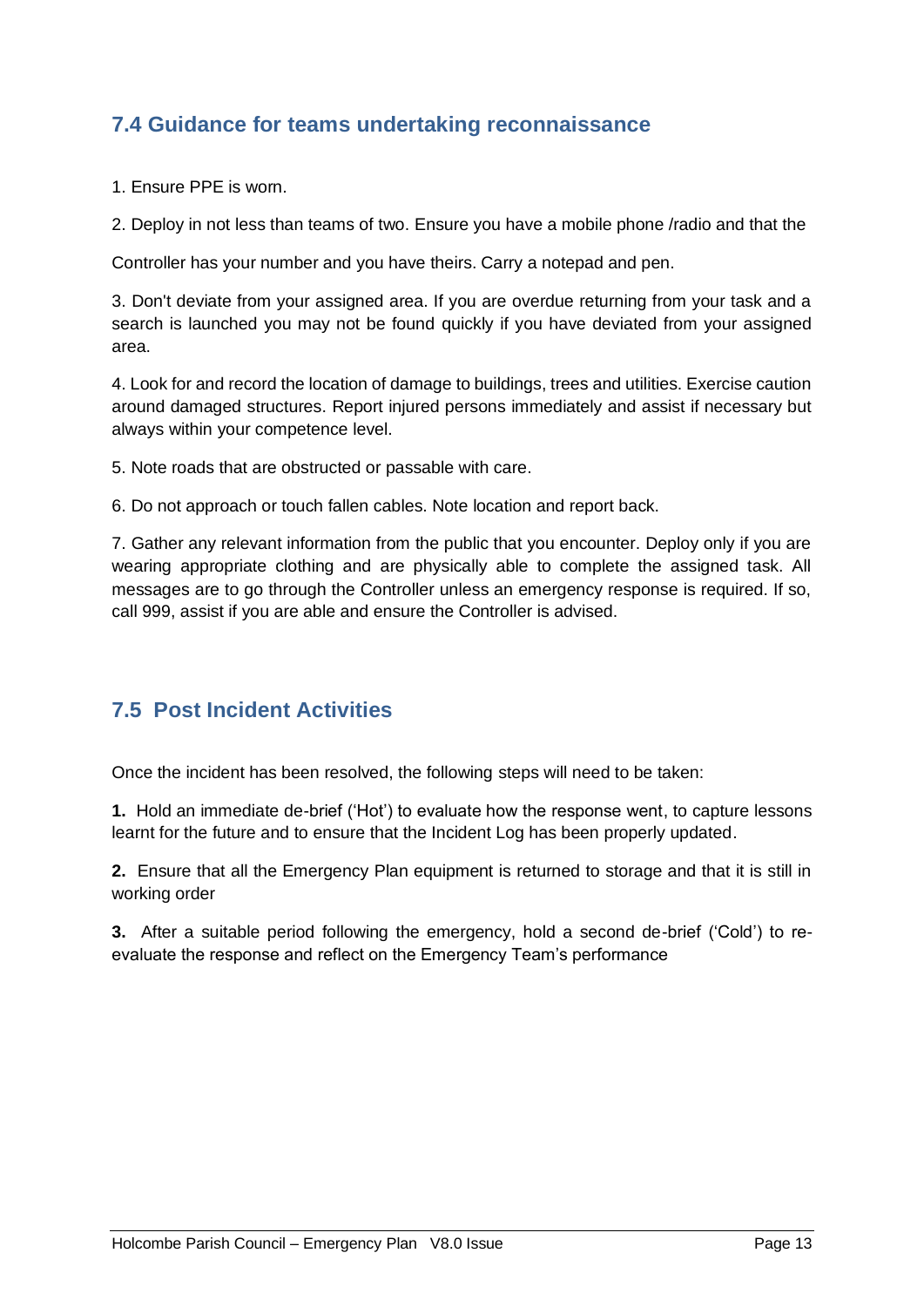## 7.4 Guidance for teams undertaking reconnaissance

1. Ensure PPE is worn.

2. Deploy in not less than teams of two. Ensure you have a mobile phone /radio and that the

Controller has your number and you have theirs. Carry a notepad and pen.

3. Don't deviate from your assigned area. If you are overdue returning from your task and a search is launched you may not be found quickly if you have deviated from your assigned area.

4. Look for and record the location of damage to buildings, trees and utilities. Exercise caution around damaged structures. Report injured persons immediately and assist if necessary but always within your competence level.

5. Note roads that are obstructed or passable with care.

6. Do not approach or touch fallen cables. Note location and report back.

7. Gather any relevant information from the public that you encounter. Deploy only if you are wearing appropriate clothing and are physically able to complete the assigned task. All messages are to go through the Controller unless an emergency response is required. If so, call 999, assist if you are able and ensure the Controller is advised.

## 7.5 Post Incident Activities

Once the incident has been resolved, the following steps will need to be taken:

**1.** Hold an immediate de-brief ('Hot') to evaluate how the response went, to capture lessons learnt for the future and to ensure that the Incident Log has been properly updated.

**2.** Ensure that all the Emergency Plan equipment is returned to storage and that it is still in working order

**3.** After a suitable period following the emergency, hold a second de-brief ('Cold') to re-evaluate the response and reflect on the Emergency Team's performance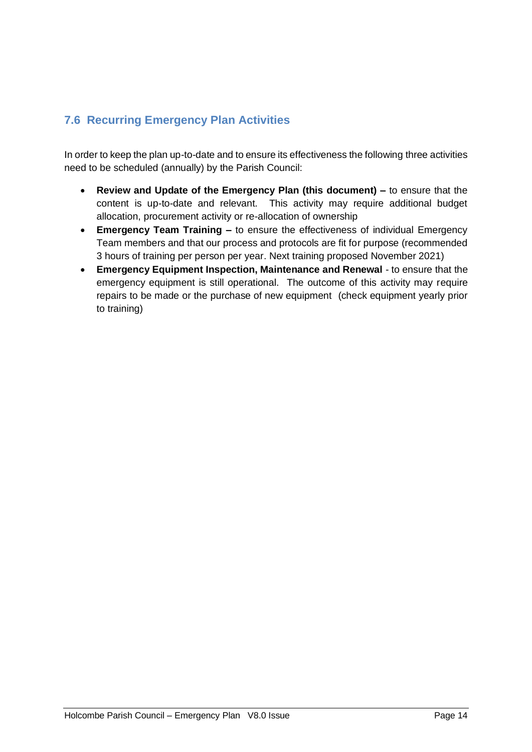## 7.6 Recurring Emergency Plan Activities

In order to keep the plan up-to-date and to ensure its effectiveness the following three activities need to be scheduled (annually) by the Parish Council:

- **Review and Update of the Emergency Plan (this document) –** to ensure that the content is up-to-date and relevant. This activity may require additional budget allocation, procurement activity or re-allocation of ownership
- **Emergency Team Training –** to ensure the effectiveness of individual Emergency Team members and that our process and protocols are fit for purpose (recommended 3 hours of training per person per year. Next training proposed November 2021)
- **Emergency Equipment Inspection, Maintenance and Renewal** - to ensure that the emergency equipment is still operational. The outcome of this activity may require repairs to be made or the purchase of new equipment (check equipment yearly prior to training)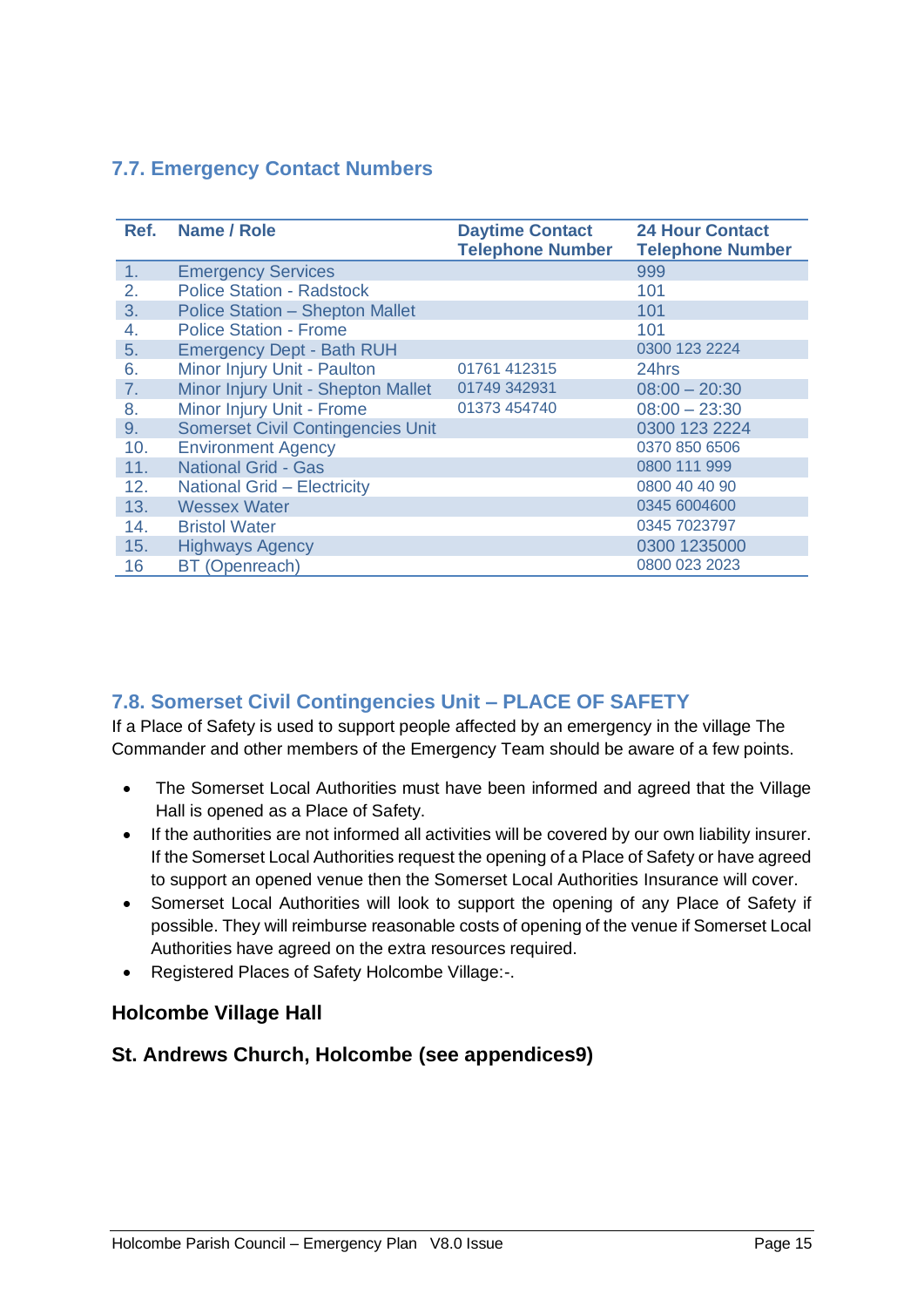## 7.7. Emergency Contact Numbers

| Ref. | Name / Role | Daytime Contact Telephone Number | 24 Hour Contact Telephone Number |
|---|---|---|---|
| 1. | Emergency Services | | 999 |
| 2. | Police Station - Radstock | | 101 |
| 3. | Police Station – Shepton Mallet | | 101 |
| 4. | Police Station - Frome | | 101 |
| 5. | Emergency Dept - Bath RUH | | 0300 123 2224 |
| 6. | Minor Injury Unit - Paulton | 01761 412315 | 24hrs |
| 7. | Minor Injury Unit - Shepton Mallet | 01749 342931 | 08:00 – 20:30 |
| 8. | Minor Injury Unit - Frome | 01373 454740 | 08:00 – 23:30 |
| 9. | Somerset Civil Contingencies Unit | | 0300 123 2224 |
| 10. | Environment Agency | | 0370 850 6506 |
| 11. | National Grid - Gas | | 0800 111 999 |
| 12. | National Grid – Electricity | | 0800 40 40 90 |
| 13. | Wessex Water | | 0345 6004600 |
| 14. | Bristol Water | | 0345 7023797 |
| 15. | Highways Agency | | 0300 1235000 |
| 16 | BT (Openreach) | | 0800 023 2023 |

## 7.8. Somerset Civil Contingencies Unit – PLACE OF SAFETY

If a Place of Safety is used to support people affected by an emergency in the village The Commander and other members of the Emergency Team should be aware of a few points.

- The Somerset Local Authorities must have been informed and agreed that the Village Hall is opened as a Place of Safety.
- If the authorities are not informed all activities will be covered by our own liability insurer. If the Somerset Local Authorities request the opening of a Place of Safety or have agreed to support an opened venue then the Somerset Local Authorities Insurance will cover.
- Somerset Local Authorities will look to support the opening of any Place of Safety if possible. They will reimburse reasonable costs of opening of the venue if Somerset Local Authorities have agreed on the extra resources required.
- Registered Places of Safety Holcombe Village:-.

### Holcombe Village Hall

### St. Andrews Church, Holcombe (see appendices9)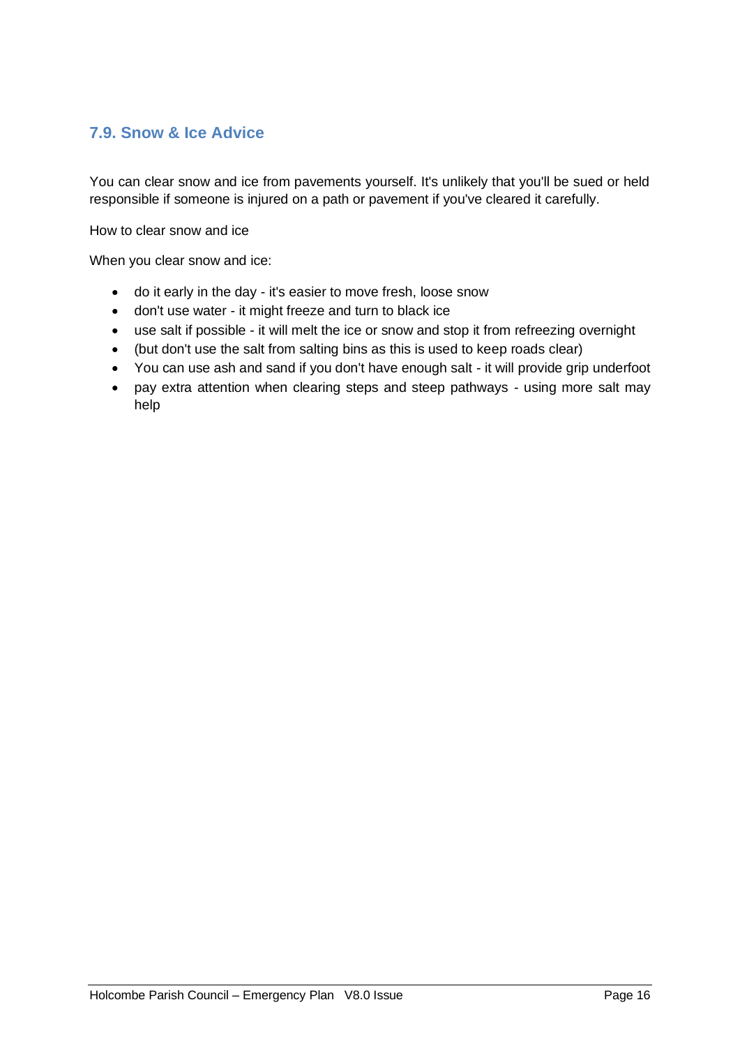## 7.9. Snow & Ice Advice

You can clear snow and ice from pavements yourself. It's unlikely that you'll be sued or held responsible if someone is injured on a path or pavement if you've cleared it carefully.

How to clear snow and ice

When you clear snow and ice:

- do it early in the day - it's easier to move fresh, loose snow
- don't use water - it might freeze and turn to black ice
- use salt if possible - it will melt the ice or snow and stop it from refreezing overnight
- (but don't use the salt from salting bins as this is used to keep roads clear)
- You can use ash and sand if you don't have enough salt - it will provide grip underfoot
- pay extra attention when clearing steps and steep pathways - using more salt may help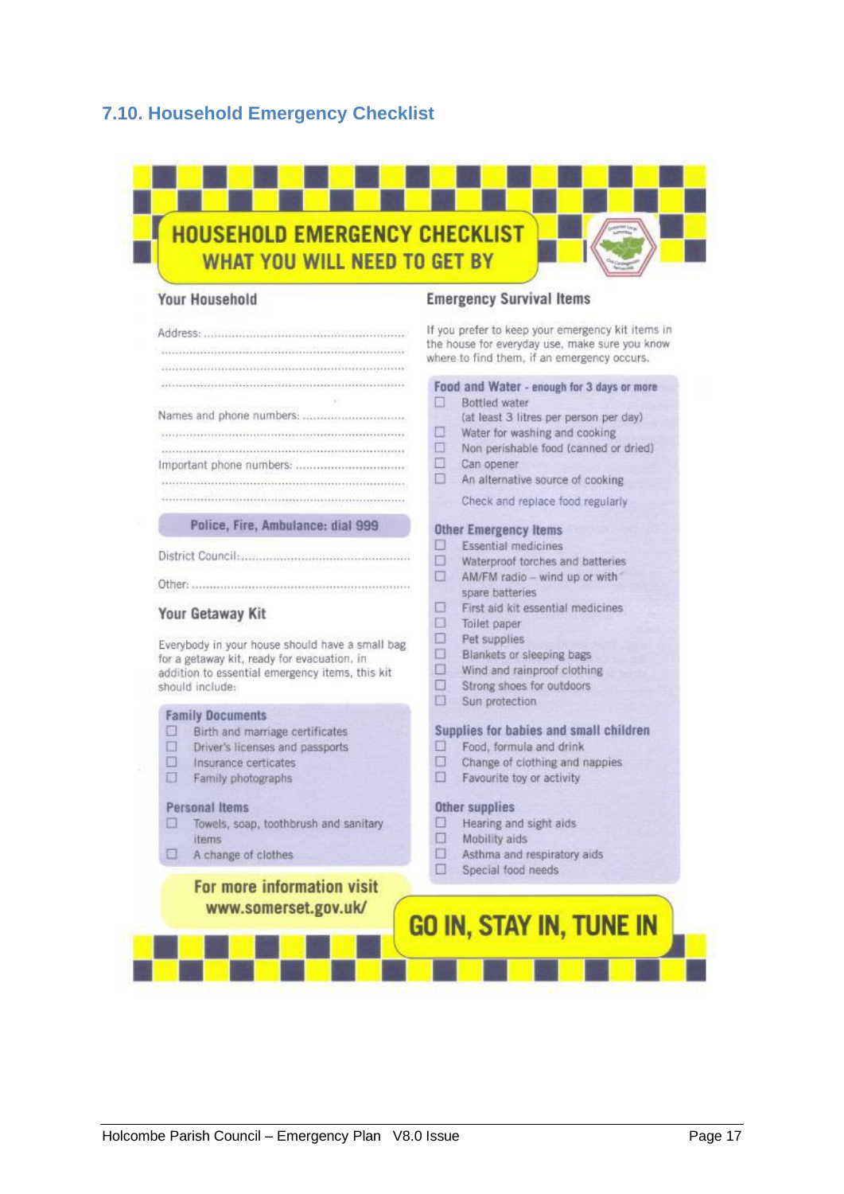## 7.10. Household Emergency Checklist

# HOUSEHOLD EMERGENCY CHECKLIST
## WHAT YOU WILL NEED TO GET BY

### Your Household

Address: ..........................................................

..........................................................

..........................................................

..........................................................

Names and phone numbers: ..............................

..........................................................

..........................................................

Important phone numbers: ..............................

..........................................................

..........................................................

**Police, Fire, Ambulance: dial 999**

District Council: ..............................................

Other: ..........................................................

### Your Getaway Kit

Everybody in your house should have a small bag for a getaway kit, ready for evacuation, in addition to essential emergency items, this kit should include:

**Family Documents**

- ☐ Birth and marriage certificates
- ☐ Driver's licenses and passports
- ☐ Insurance certicates
- ☐ Family photographs

**Personal Items**

- ☐ Towels, soap, toothbrush and sanitary items
- ☐ A change of clothes

**For more information visit www.somerset.gov.uk/**

### Emergency Survival Items

If you prefer to keep your emergency kit items in the house for everyday use, make sure you know where to find them, if an emergency occurs.

**Food and Water - enough for 3 days or more**

- ☐ Bottled water (at least 3 litres per person per day)
- ☐ Water for washing and cooking
- ☐ Non perishable food (canned or dried)
- ☐ Can opener
- ☐ An alternative source of cooking

Check and replace food regularly

**Other Emergency Items**

- ☐ Essential medicines
- ☐ Waterproof torches and batteries
- ☐ AM/FM radio – wind up or with spare batteries
- ☐ First aid kit essential medicines
- ☐ Toilet paper
- ☐ Pet supplies
- ☐ Blankets or sleeping bags
- ☐ Wind and rainproof clothing
- ☐ Strong shoes for outdoors
- ☐ Sun protection

**Supplies for babies and small children**

- ☐ Food, formula and drink
- ☐ Change of clothing and nappies
- ☐ Favourite toy or activity

**Other supplies**

- ☐ Hearing and sight aids
- ☐ Mobility aids
- ☐ Asthma and respiratory aids
- ☐ Special food needs

**GO IN, STAY IN, TUNE IN**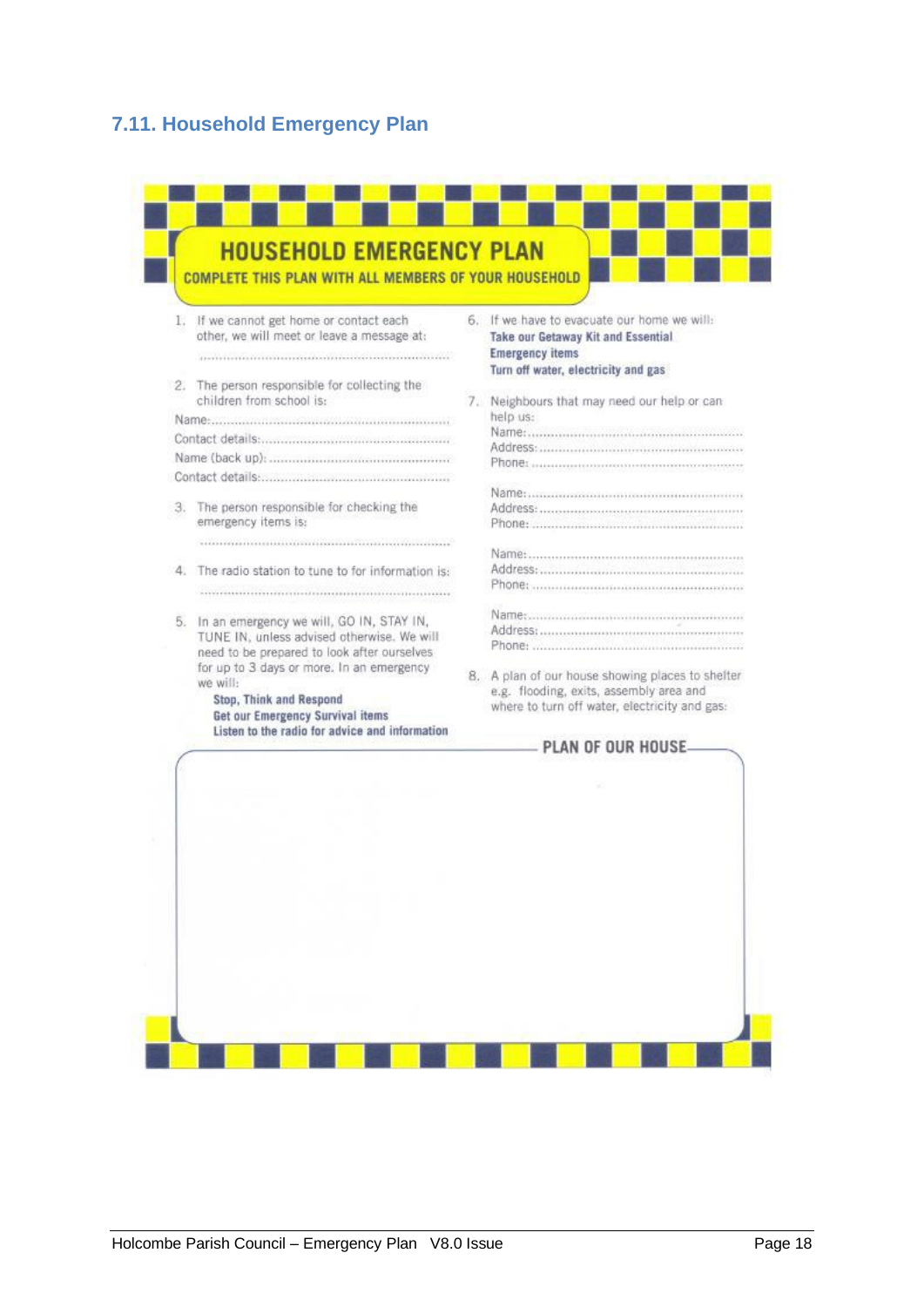## 7.11. Household Emergency Plan

# HOUSEHOLD EMERGENCY PLAN

**COMPLETE THIS PLAN WITH ALL MEMBERS OF YOUR HOUSEHOLD**

1. If we cannot get home or contact each other, we will meet or leave a message at:

   ..............................................................

2. The person responsible for collecting the children from school is:

Name:..............................................................

Contact details:..................................................

Name (back up): ...............................................

Contact details:..................................................

3. The person responsible for checking the emergency items is:

   ..............................................................

4. The radio station to tune to for information is:

   ..............................................................

5. In an emergency we will, GO IN, STAY IN, TUNE IN, unless advised otherwise. We will need to be prepared to look after ourselves for up to 3 days or more. In an emergency we will:

   **Stop, Think and Respond**
   **Get our Emergency Survival items**
   **Listen to the radio for advice and information**

6. If we have to evacuate our home we will:

   **Take our Getaway Kit and Essential Emergency items**
   **Turn off water, electricity and gas**

7. Neighbours that may need our help or can help us:

   Name:..............................................................
   Address:..........................................................
   Phone: ............................................................

   Name:..............................................................
   Address:..........................................................
   Phone: ............................................................

   Name:..............................................................
   Address:..........................................................
   Phone: ............................................................

   Name:..............................................................
   Address:..........................................................
   Phone: ............................................................

8. A plan of our house showing places to shelter e.g. flooding, exits, assembly area and where to turn off water, electricity and gas:

**PLAN OF OUR HOUSE**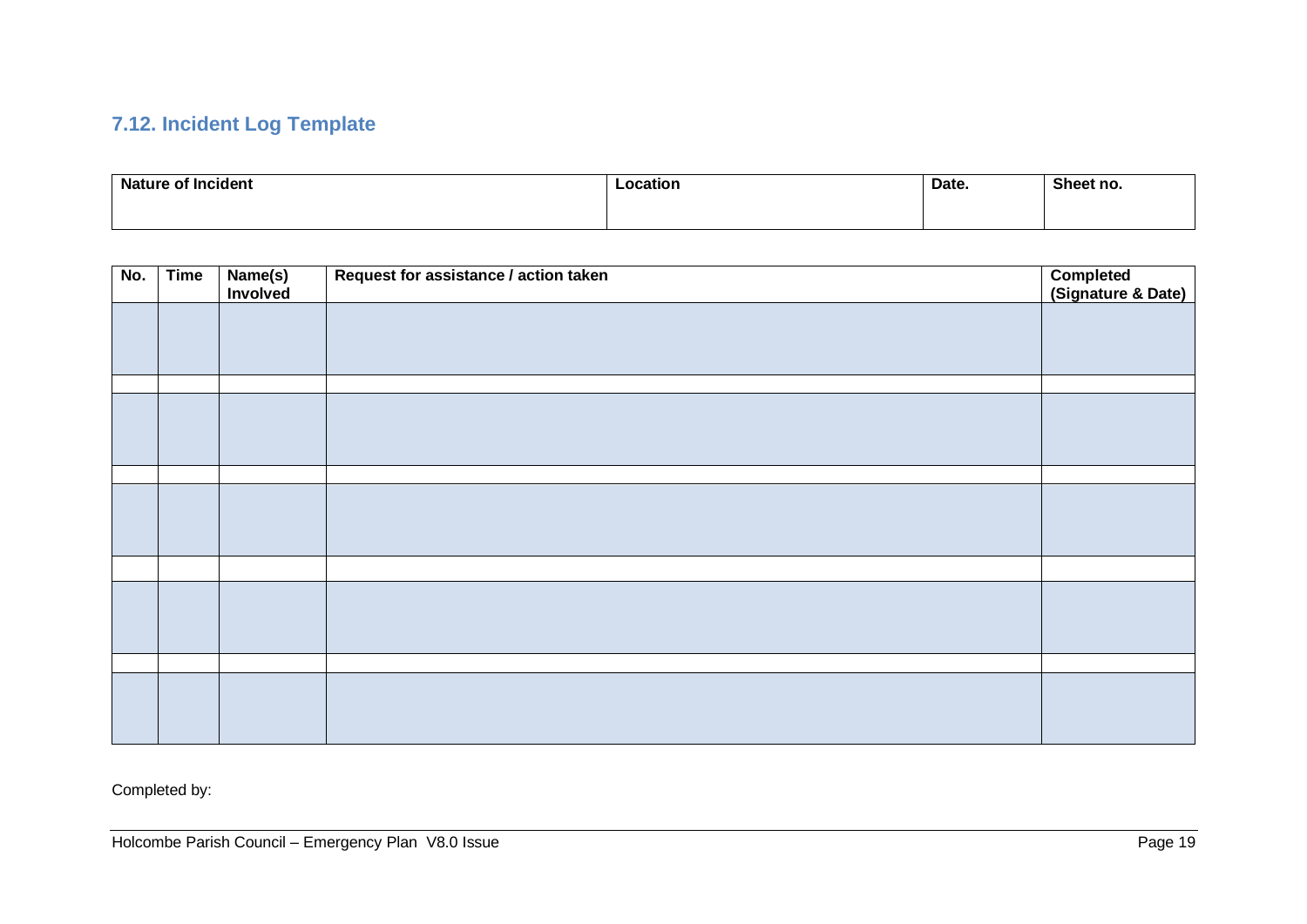## 7.12. Incident Log Template

| Nature of Incident | Location | Date. | Sheet no. |
|---|---|---|---|
| | | | |

| No. | Time | Name(s) Involved | Request for assistance / action taken | Completed (Signature & Date) |
|---|---|---|---|---|
| | | | | |
| | | | | |
| | | | | |
| | | | | |
| | | | | |
| | | | | |
| | | | | |
| | | | | |
| | | | | |

Completed by: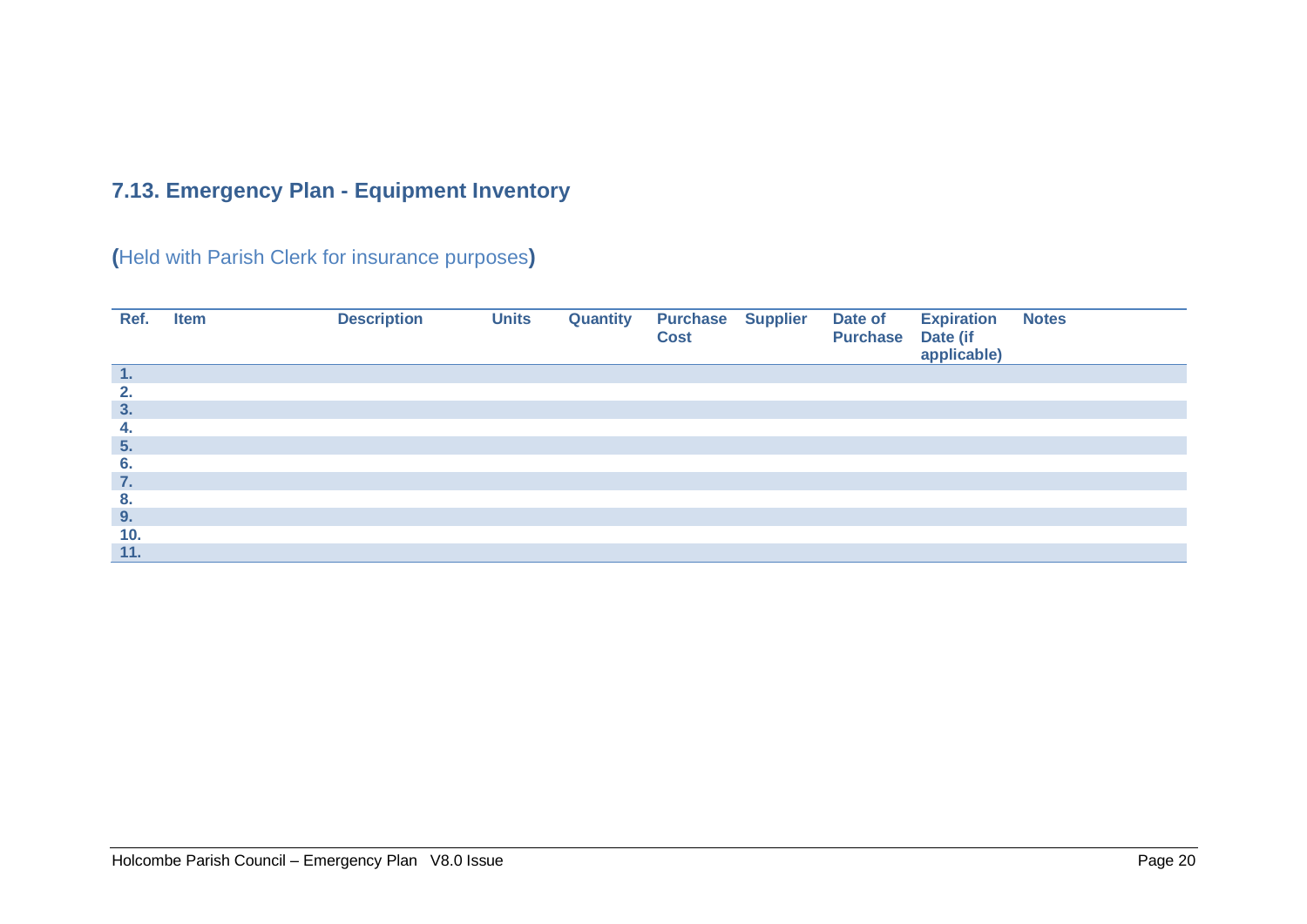## 7.13. Emergency Plan - Equipment Inventory

**(**Held with Parish Clerk for insurance purposes**)**

| Ref. | Item | Description | Units | Quantity | Purchase Cost | Supplier | Date of Purchase | Expiration Date (if applicable) | Notes |
|---|---|---|---|---|---|---|---|---|---|
| 1. | | | | | | | | | |
| 2. | | | | | | | | | |
| 3. | | | | | | | | | |
| 4. | | | | | | | | | |
| 5. | | | | | | | | | |
| 6. | | | | | | | | | |
| 7. | | | | | | | | | |
| 8. | | | | | | | | | |
| 9. | | | | | | | | | |
| 10. | | | | | | | | | |
| 11. | | | | | | | | | |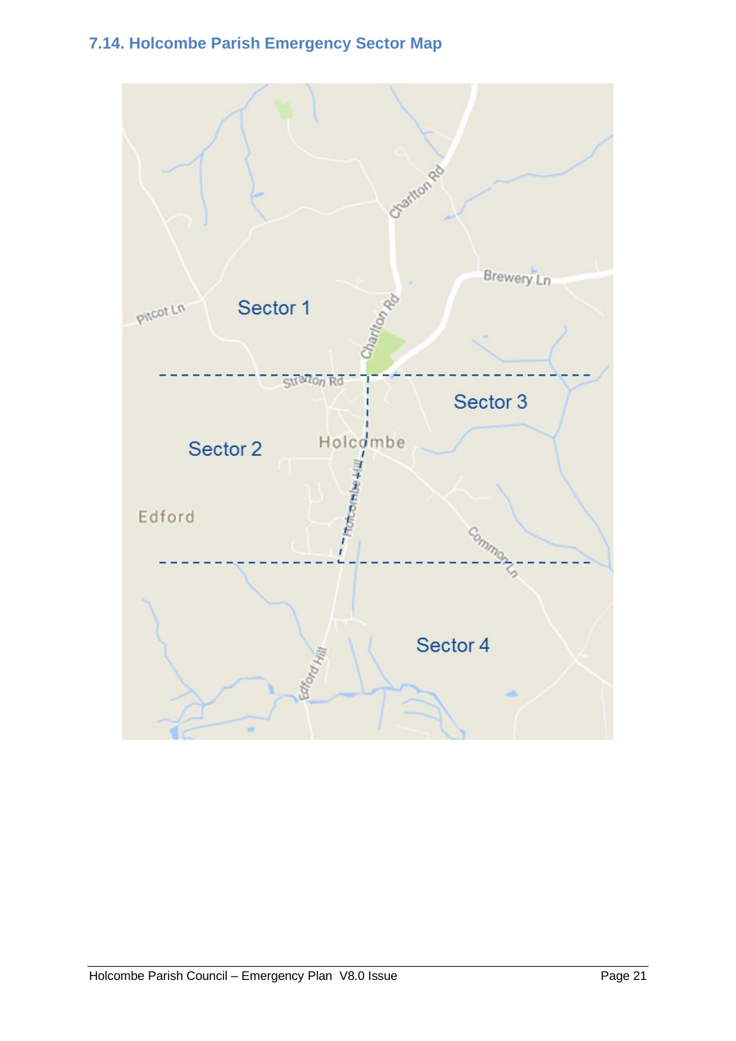## 7.14. Holcombe Parish Emergency Sector Map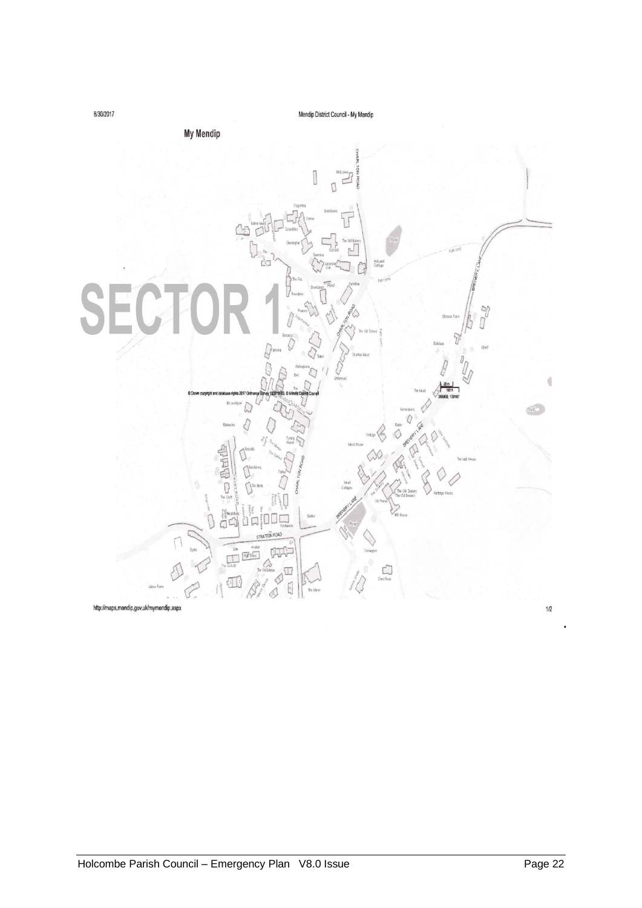8/30/2017 Mendip District Council - My Mendip

**My Mendip**

# SECTOR 1

© Crown copyright and database rights 2017 Ordnance Survey 100019309. © Mendip District Council

http://maps.mendip.gov.uk/mymendip.aspx 1/2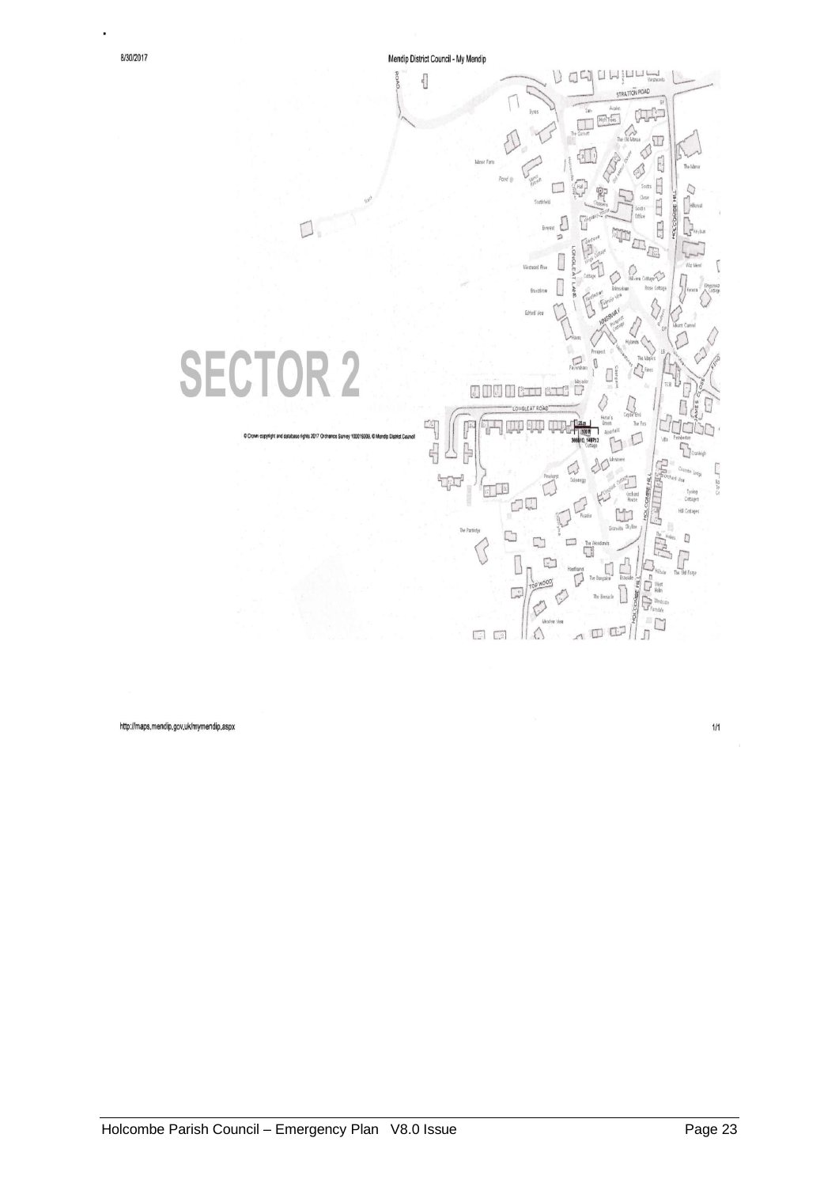8/30/2017

Mendip District Council - My Mendip

# SECTOR 2

© Crown copyright and database rights 2017 Ordnance Survey 100019309. © Mendip District Council

http://maps.mendip.gov.uk/mymendip.aspx

1/1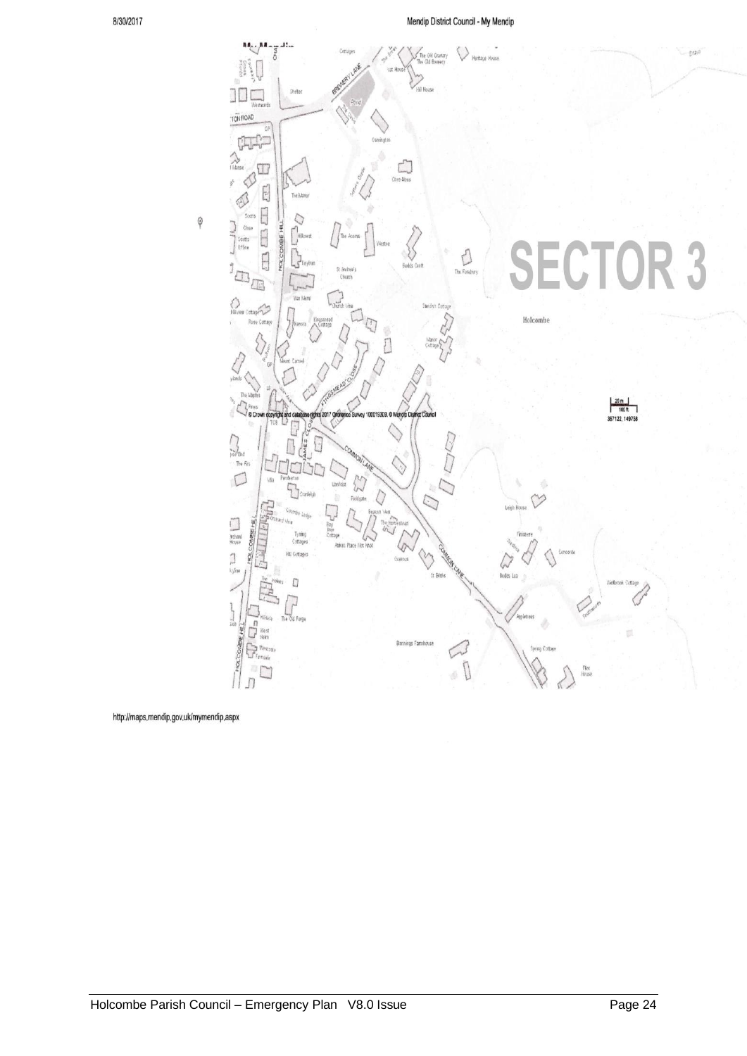# SECTOR 3

http://maps.mendip.gov.uk/mymendip.aspx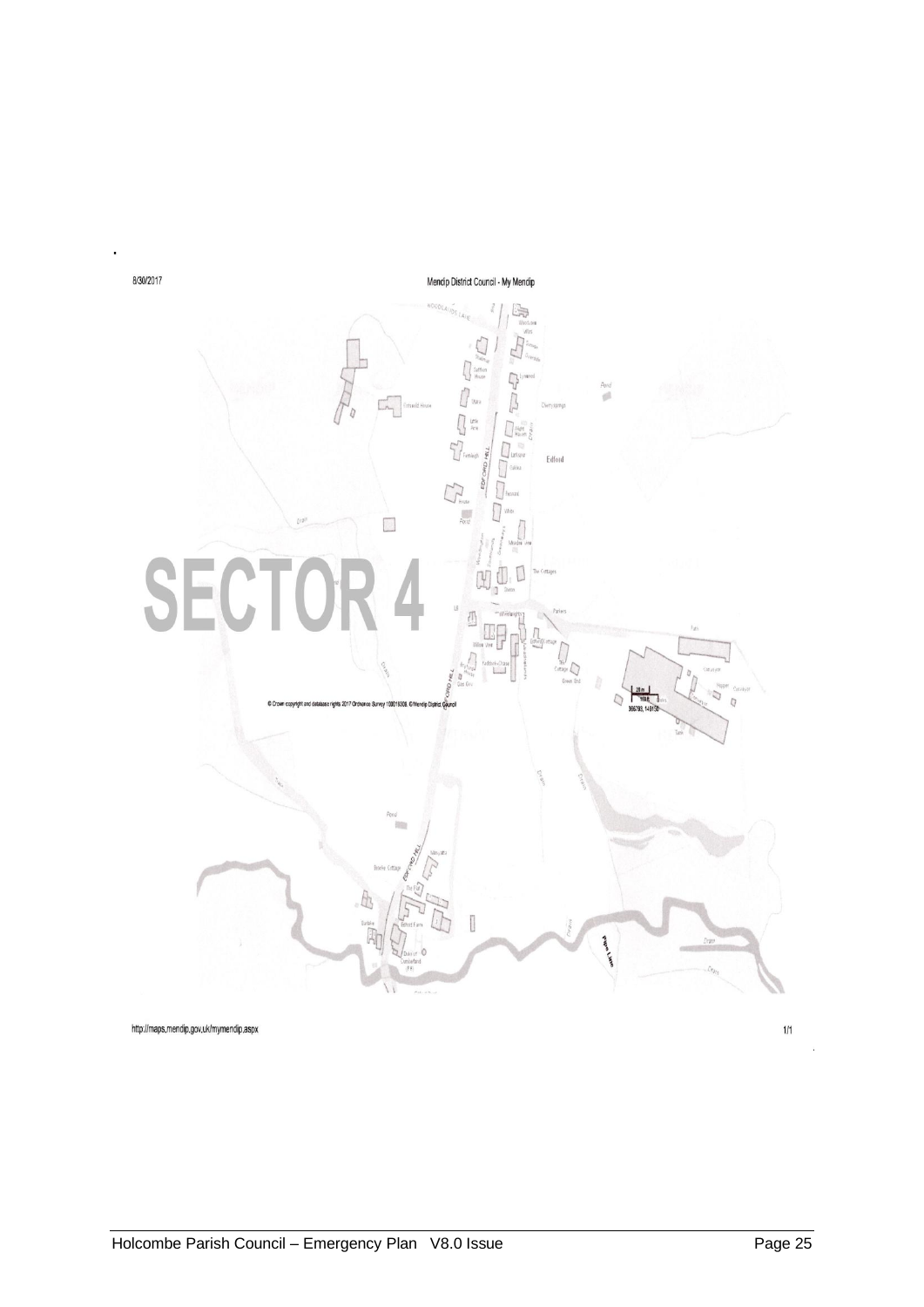8/30/2017

Mendip District Council - My Mendip

# SECTOR 4

© Crown copyright and database rights 2017 Ordnance Survey 100019309. © Mendip District Council

http://maps.mendip.gov.uk/mymendip.aspx

1/1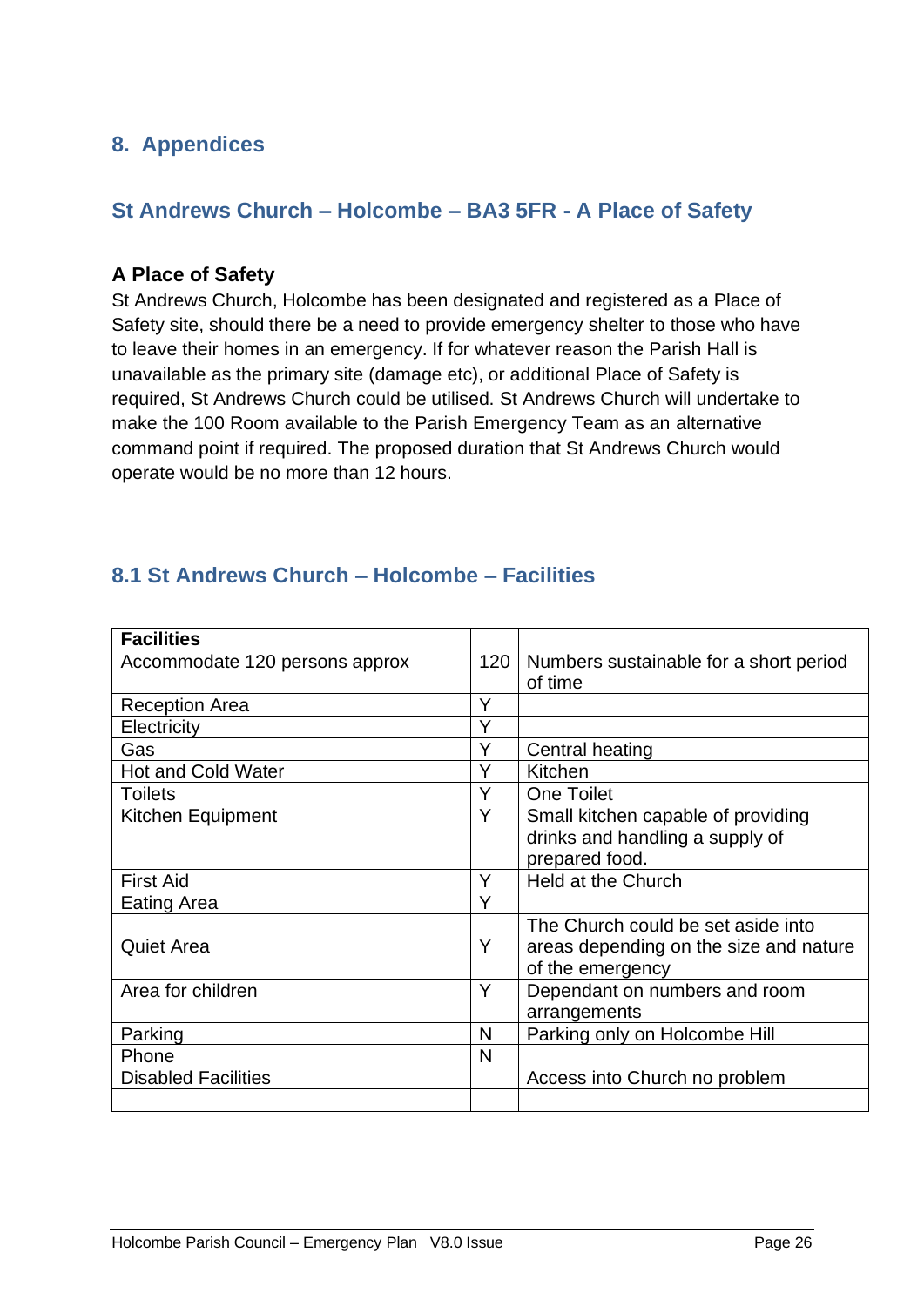# 8. Appendices

## St Andrews Church – Holcombe – BA3 5FR - A Place of Safety

### A Place of Safety

St Andrews Church, Holcombe has been designated and registered as a Place of Safety site, should there be a need to provide emergency shelter to those who have to leave their homes in an emergency. If for whatever reason the Parish Hall is unavailable as the primary site (damage etc), or additional Place of Safety is required, St Andrews Church could be utilised. St Andrews Church will undertake to make the 100 Room available to the Parish Emergency Team as an alternative command point if required. The proposed duration that St Andrews Church would operate would be no more than 12 hours.

## 8.1 St Andrews Church – Holcombe – Facilities

| **Facilities** | | |
|---|---|---|
| Accommodate 120 persons approx | 120 | Numbers sustainable for a short period of time |
| Reception Area | Y | |
| Electricity | Y | |
| Gas | Y | Central heating |
| Hot and Cold Water | Y | Kitchen |
| Toilets | Y | One Toilet |
| Kitchen Equipment | Y | Small kitchen capable of providing drinks and handling a supply of prepared food. |
| First Aid | Y | Held at the Church |
| Eating Area | Y | |
| Quiet Area | Y | The Church could be set aside into areas depending on the size and nature of the emergency |
| Area for children | Y | Dependant on numbers and room arrangements |
| Parking | N | Parking only on Holcombe Hill |
| Phone | N | |
| Disabled Facilities | | Access into Church no problem |
| | | |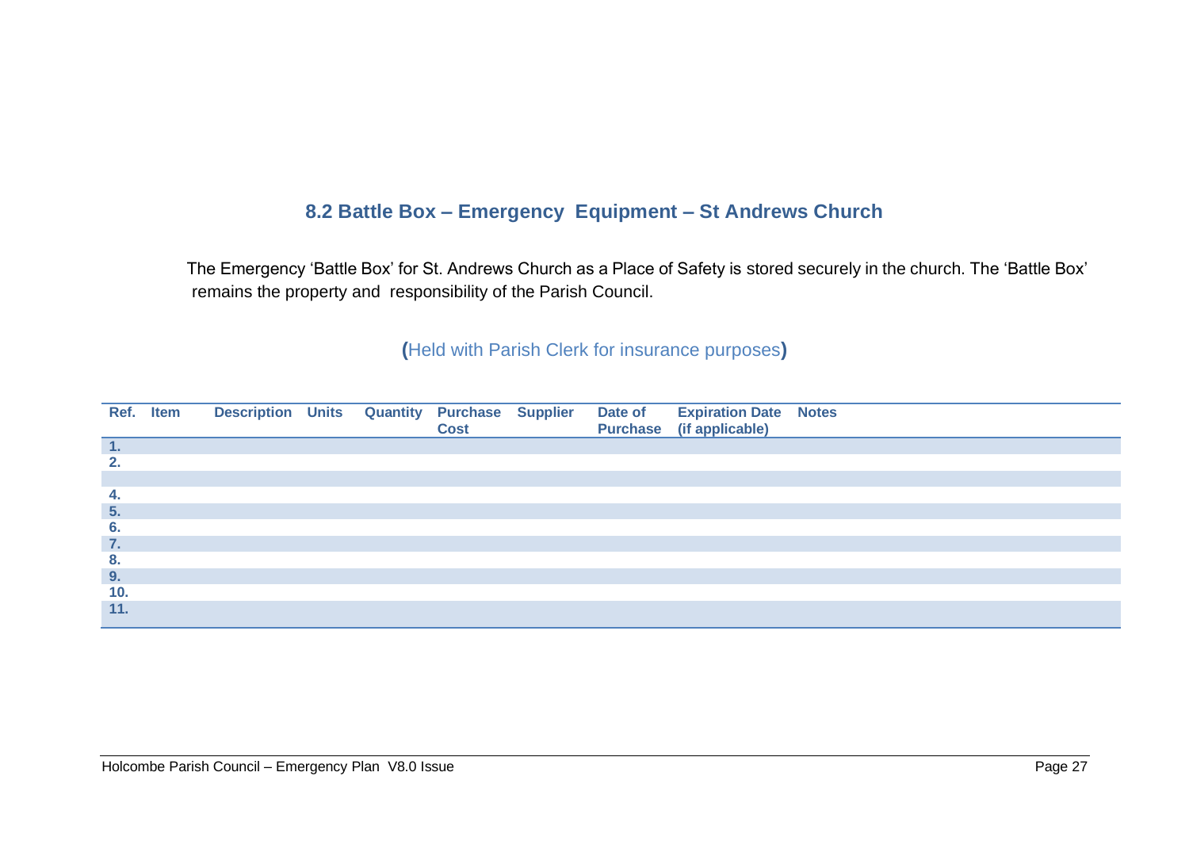## 8.2 Battle Box – Emergency Equipment – St Andrews Church

The Emergency 'Battle Box' for St. Andrews Church as a Place of Safety is stored securely in the church. The 'Battle Box' remains the property and responsibility of the Parish Council.

(Held with Parish Clerk for insurance purposes)

| Ref. | Item | Description | Units | Quantity | Purchase Cost | Supplier | Date of Purchase | Expiration Date (if applicable) | Notes |
|---|---|---|---|---|---|---|---|---|---|
| 1. | | | | | | | | | |
| 2. | | | | | | | | | |
| | | | | | | | | | |
| 4. | | | | | | | | | |
| 5. | | | | | | | | | |
| 6. | | | | | | | | | |
| 7. | | | | | | | | | |
| 8. | | | | | | | | | |
| 9. | | | | | | | | | |
| 10. | | | | | | | | | |
| 11. | | | | | | | | | |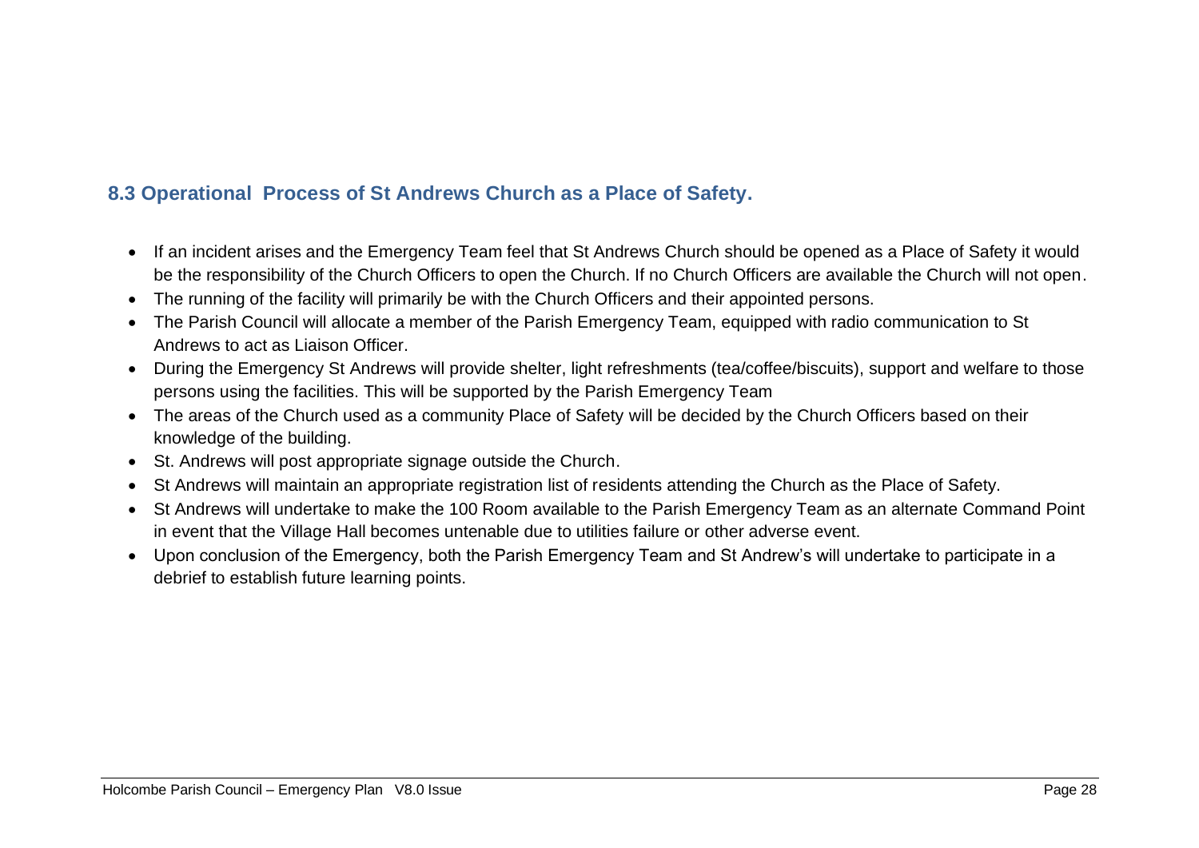## 8.3 Operational  Process of St Andrews Church as a Place of Safety.

- If an incident arises and the Emergency Team feel that St Andrews Church should be opened as a Place of Safety it would be the responsibility of the Church Officers to open the Church. If no Church Officers are available the Church will not open.
- The running of the facility will primarily be with the Church Officers and their appointed persons.
- The Parish Council will allocate a member of the Parish Emergency Team, equipped with radio communication to St Andrews to act as Liaison Officer.
- During the Emergency St Andrews will provide shelter, light refreshments (tea/coffee/biscuits), support and welfare to those persons using the facilities. This will be supported by the Parish Emergency Team
- The areas of the Church used as a community Place of Safety will be decided by the Church Officers based on their knowledge of the building.
- St. Andrews will post appropriate signage outside the Church.
- St Andrews will maintain an appropriate registration list of residents attending the Church as the Place of Safety.
- St Andrews will undertake to make the 100 Room available to the Parish Emergency Team as an alternate Command Point in event that the Village Hall becomes untenable due to utilities failure or other adverse event.
- Upon conclusion of the Emergency, both the Parish Emergency Team and St Andrew's will undertake to participate in a debrief to establish future learning points.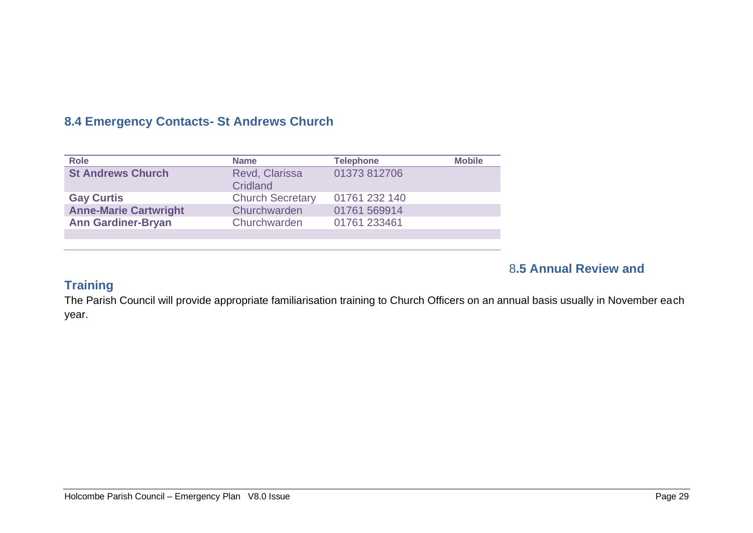## 8.4 Emergency Contacts- St Andrews Church

| Role | Name | Telephone | Mobile |
|---|---|---|---|
| **St Andrews Church** | Revd, Clarissa Cridland | 01373 812706 | |
| **Gay Curtis** | Church Secretary | 01761 232 140 | |
| **Anne-Marie Cartwright** | Churchwarden | 01761 569914 | |
| **Ann Gardiner-Bryan** | Churchwarden | 01761 233461 | |
| | | | |

## 8.5 Annual Review and Training

The Parish Council will provide appropriate familiarisation training to Church Officers on an annual basis usually in November each year.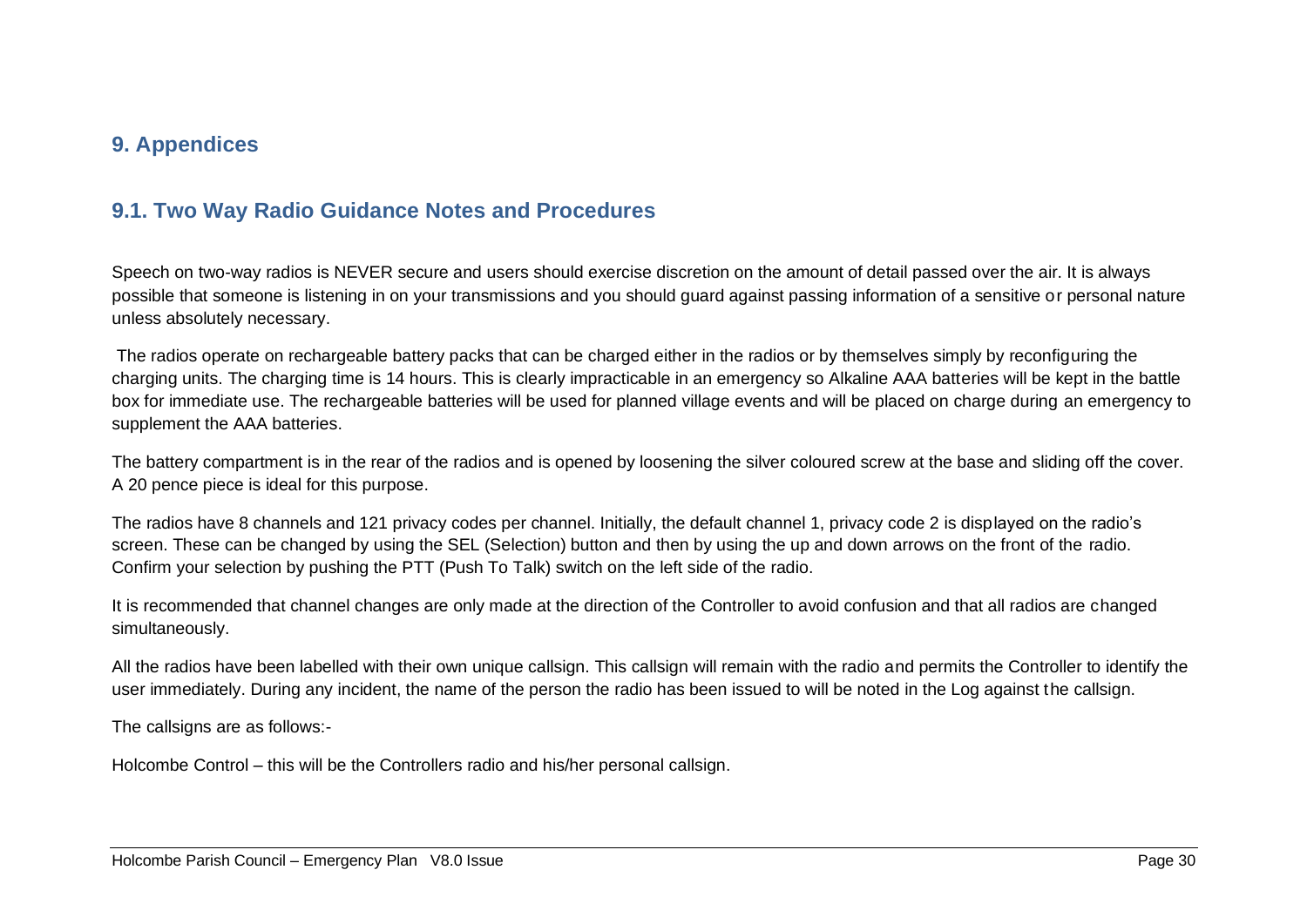## 9. Appendices

### 9.1. Two Way Radio Guidance Notes and Procedures

Speech on two-way radios is NEVER secure and users should exercise discretion on the amount of detail passed over the air. It is always possible that someone is listening in on your transmissions and you should guard against passing information of a sensitive or personal nature unless absolutely necessary.

The radios operate on rechargeable battery packs that can be charged either in the radios or by themselves simply by reconfiguring the charging units. The charging time is 14 hours. This is clearly impracticable in an emergency so Alkaline AAA batteries will be kept in the battle box for immediate use. The rechargeable batteries will be used for planned village events and will be placed on charge during an emergency to supplement the AAA batteries.

The battery compartment is in the rear of the radios and is opened by loosening the silver coloured screw at the base and sliding off the cover. A 20 pence piece is ideal for this purpose.

The radios have 8 channels and 121 privacy codes per channel. Initially, the default channel 1, privacy code 2 is displayed on the radio's screen. These can be changed by using the SEL (Selection) button and then by using the up and down arrows on the front of the radio. Confirm your selection by pushing the PTT (Push To Talk) switch on the left side of the radio.

It is recommended that channel changes are only made at the direction of the Controller to avoid confusion and that all radios are changed simultaneously.

All the radios have been labelled with their own unique callsign. This callsign will remain with the radio and permits the Controller to identify the user immediately. During any incident, the name of the person the radio has been issued to will be noted in the Log against the callsign.

The callsigns are as follows:-

Holcombe Control – this will be the Controllers radio and his/her personal callsign.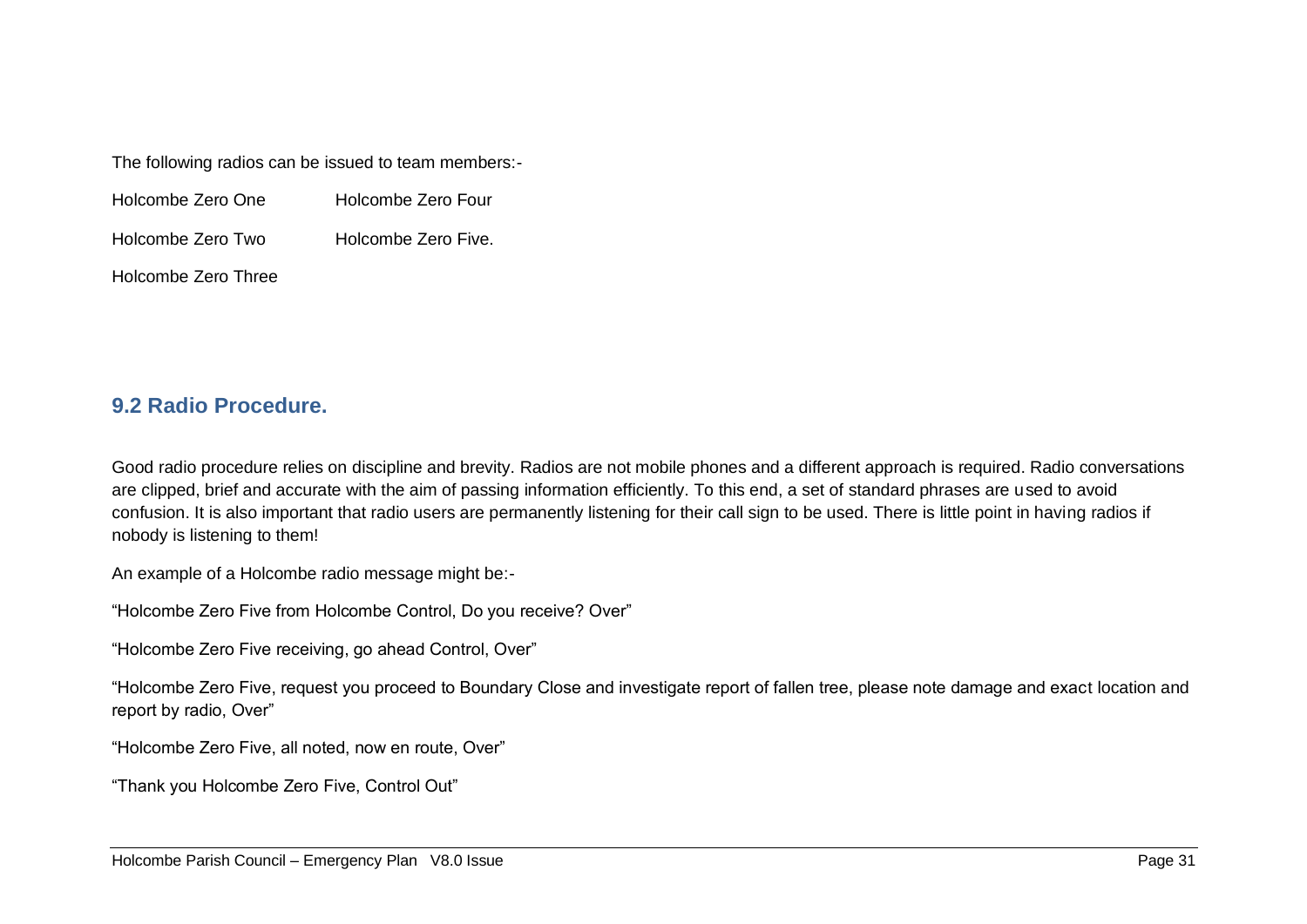The following radios can be issued to team members:-

Holcombe Zero One

Holcombe Zero Two

Holcombe Zero Three

Holcombe Zero Four

Holcombe Zero Five.

## 9.2 Radio Procedure.

Good radio procedure relies on discipline and brevity. Radios are not mobile phones and a different approach is required. Radio conversations are clipped, brief and accurate with the aim of passing information efficiently. To this end, a set of standard phrases are used to avoid confusion. It is also important that radio users are permanently listening for their call sign to be used. There is little point in having radios if nobody is listening to them!

An example of a Holcombe radio message might be:-

"Holcombe Zero Five from Holcombe Control, Do you receive? Over"

"Holcombe Zero Five receiving, go ahead Control, Over"

"Holcombe Zero Five, request you proceed to Boundary Close and investigate report of fallen tree, please note damage and exact location and report by radio, Over"

"Holcombe Zero Five, all noted, now en route, Over"

"Thank you Holcombe Zero Five, Control Out"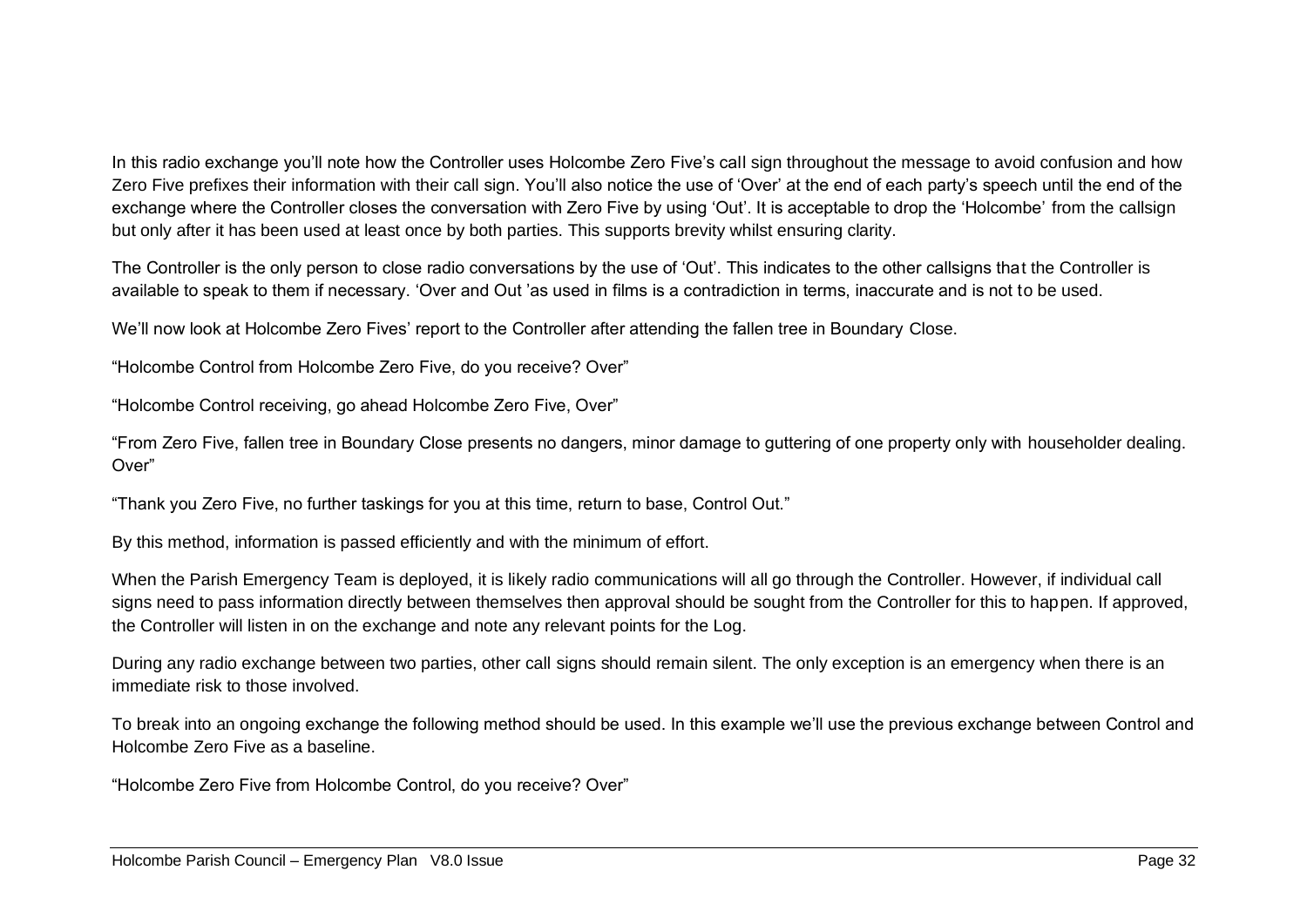In this radio exchange you'll note how the Controller uses Holcombe Zero Five's call sign throughout the message to avoid confusion and how Zero Five prefixes their information with their call sign. You'll also notice the use of 'Over' at the end of each party's speech until the end of the exchange where the Controller closes the conversation with Zero Five by using 'Out'. It is acceptable to drop the 'Holcombe' from the callsign but only after it has been used at least once by both parties. This supports brevity whilst ensuring clarity.

The Controller is the only person to close radio conversations by the use of 'Out'. This indicates to the other callsigns that the Controller is available to speak to them if necessary. 'Over and Out 'as used in films is a contradiction in terms, inaccurate and is not to be used.

We'll now look at Holcombe Zero Fives' report to the Controller after attending the fallen tree in Boundary Close.

"Holcombe Control from Holcombe Zero Five, do you receive? Over"

"Holcombe Control receiving, go ahead Holcombe Zero Five, Over"

"From Zero Five, fallen tree in Boundary Close presents no dangers, minor damage to guttering of one property only with householder dealing. Over"

"Thank you Zero Five, no further taskings for you at this time, return to base, Control Out."

By this method, information is passed efficiently and with the minimum of effort.

When the Parish Emergency Team is deployed, it is likely radio communications will all go through the Controller. However, if individual call signs need to pass information directly between themselves then approval should be sought from the Controller for this to happen. If approved, the Controller will listen in on the exchange and note any relevant points for the Log.

During any radio exchange between two parties, other call signs should remain silent. The only exception is an emergency when there is an immediate risk to those involved.

To break into an ongoing exchange the following method should be used. In this example we'll use the previous exchange between Control and Holcombe Zero Five as a baseline.

"Holcombe Zero Five from Holcombe Control, do you receive? Over"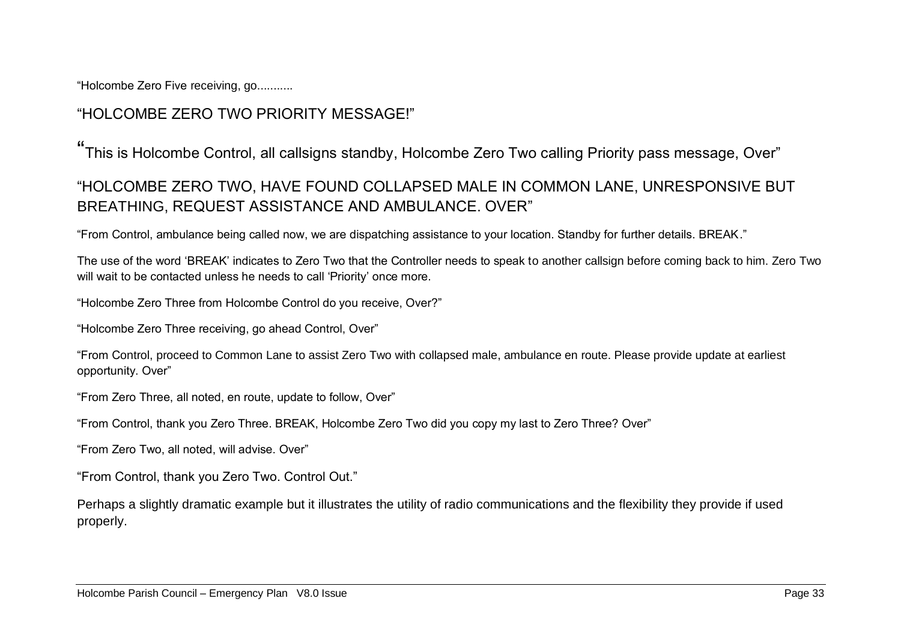"Holcombe Zero Five receiving, go...........

"HOLCOMBE ZERO TWO PRIORITY MESSAGE!"

"This is Holcombe Control, all callsigns standby, Holcombe Zero Two calling Priority pass message, Over"

"HOLCOMBE ZERO TWO, HAVE FOUND COLLAPSED MALE IN COMMON LANE, UNRESPONSIVE BUT BREATHING, REQUEST ASSISTANCE AND AMBULANCE. OVER"

"From Control, ambulance being called now, we are dispatching assistance to your location. Standby for further details. BREAK."

The use of the word 'BREAK' indicates to Zero Two that the Controller needs to speak to another callsign before coming back to him. Zero Two will wait to be contacted unless he needs to call 'Priority' once more.

"Holcombe Zero Three from Holcombe Control do you receive, Over?"

"Holcombe Zero Three receiving, go ahead Control, Over"

"From Control, proceed to Common Lane to assist Zero Two with collapsed male, ambulance en route. Please provide update at earliest opportunity. Over"

"From Zero Three, all noted, en route, update to follow, Over"

"From Control, thank you Zero Three. BREAK, Holcombe Zero Two did you copy my last to Zero Three? Over"

"From Zero Two, all noted, will advise. Over"

"From Control, thank you Zero Two. Control Out."

Perhaps a slightly dramatic example but it illustrates the utility of radio communications and the flexibility they provide if used properly.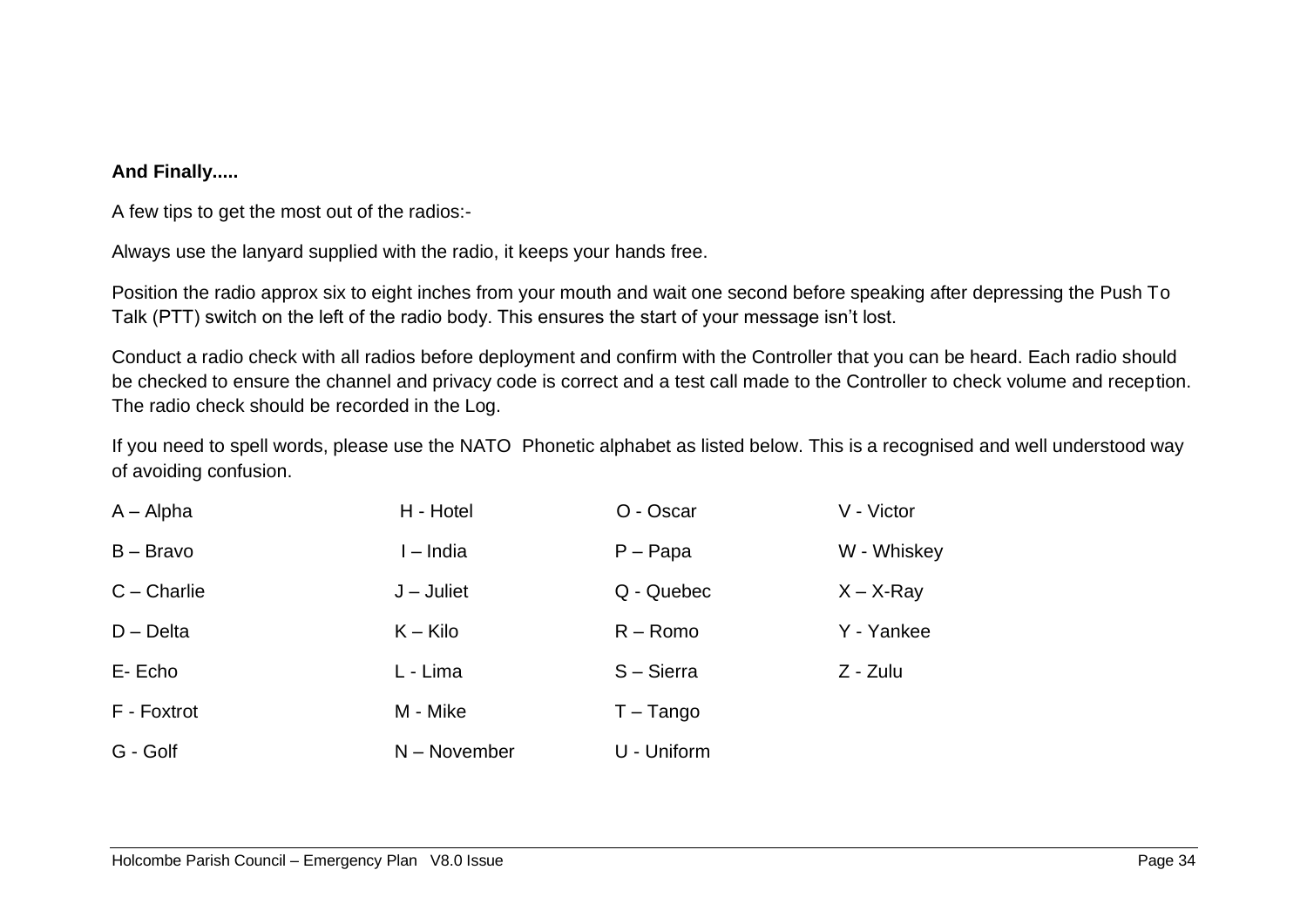**And Finally.....**

A few tips to get the most out of the radios:-

Always use the lanyard supplied with the radio, it keeps your hands free.

Position the radio approx six to eight inches from your mouth and wait one second before speaking after depressing the Push To Talk (PTT) switch on the left of the radio body. This ensures the start of your message isn't lost.

Conduct a radio check with all radios before deployment and confirm with the Controller that you can be heard. Each radio should be checked to ensure the channel and privacy code is correct and a test call made to the Controller to check volume and reception. The radio check should be recorded in the Log.

If you need to spell words, please use the NATO Phonetic alphabet as listed below. This is a recognised and well understood way of avoiding confusion.

| | | | |
|---|---|---|---|
| A – Alpha | H - Hotel | O - Oscar | V - Victor |
| B – Bravo | I – India | P – Papa | W - Whiskey |
| C – Charlie | J – Juliet | Q - Quebec | X – X-Ray |
| D – Delta | K – Kilo | R – Romo | Y - Yankee |
| E- Echo | L - Lima | S – Sierra | Z - Zulu |
| F - Foxtrot | M - Mike | T – Tango | |
| G - Golf | N – November | U - Uniform | |